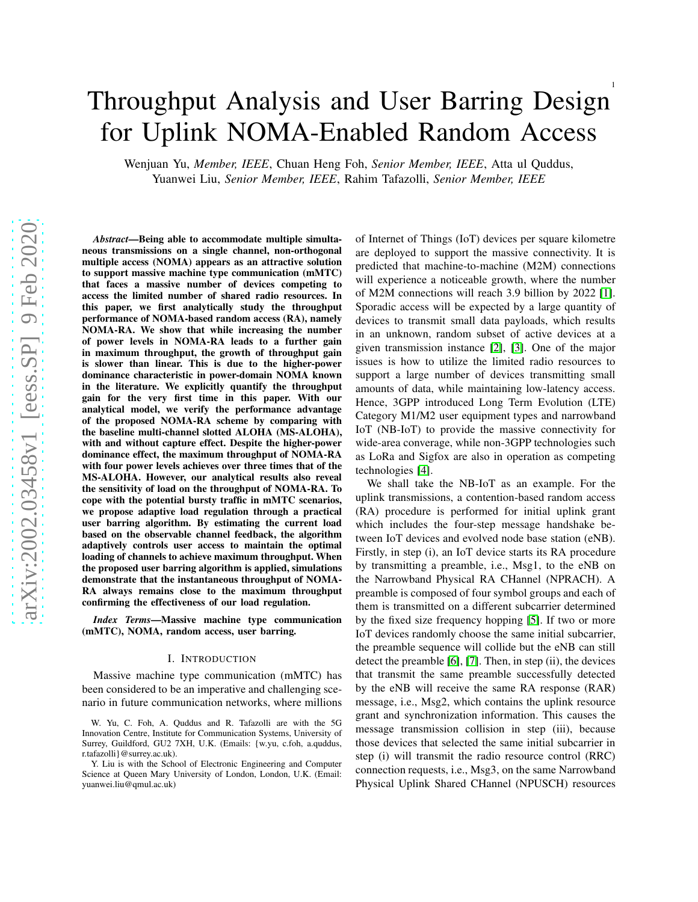# Throughput Analysis and User Barring Design for Uplink NOMA-Enabled Random Access

Wenjuan Yu, *Member, IEEE*, Chuan Heng Foh, *Senior Member, IEEE*, Atta ul Quddus, Yuanwei Liu, *Senior Member, IEEE*, Rahim Tafazolli, *Senior Member, IEEE*

***Abstract*—Being able to accommodate multiple simultaneous transmissions on a single channel, non-orthogonal multiple access (NOMA) appears as an attractive solution to support massive machine type communication (mMTC) that faces a massive number of devices competing to access the limited number of shared radio resources. In this paper, we first analytically study the throughput performance of NOMA-based random access (RA), namely NOMA-RA. We show that while increasing the number of power levels in NOMA-RA leads to a further gain in maximum throughput, the growth of throughput gain is slower than linear. This is due to the higher-power dominance characteristic in power-domain NOMA known in the literature. We explicitly quantify the throughput gain for the very first time in this paper. With our analytical model, we verify the performance advantage of the proposed NOMA-RA scheme by comparing with the baseline multi-channel slotted ALOHA (MS-ALOHA), with and without capture effect. Despite the higher-power dominance effect, the maximum throughput of NOMA-RA with four power levels achieves over three times that of the MS-ALOHA. However, our analytical results also reveal the sensitivity of load on the throughput of NOMA-RA. To cope with the potential bursty traffic in mMTC scenarios, we propose adaptive load regulation through a practical user barring algorithm. By estimating the current load based on the observable channel feedback, the algorithm adaptively controls user access to maintain the optimal loading of channels to achieve maximum throughput. When the proposed user barring algorithm is applied, simulations demonstrate that the instantaneous throughput of NOMA-RA always remains close to the maximum throughput confirming the effectiveness of our load regulation.**

***Index Terms*—Massive machine type communication (mMTC), NOMA, random access, user barring.**

## I. Introduction

Massive machine type communication (mMTC) has been considered to be an imperative and challenging scenario in future communication networks, where millions of Internet of Things (IoT) devices per square kilometre are deployed to support the massive connectivity. It is predicted that machine-to-machine (M2M) connections will experience a noticeable growth, where the number of M2M connections will reach 3.9 billion by 2022 [1]. Sporadic access will be expected by a large quantity of devices to transmit small data payloads, which results in an unknown, random subset of active devices at a given transmission instance [2], [3]. One of the major issues is how to utilize the limited radio resources to support a large number of devices transmitting small amounts of data, while maintaining low-latency access. Hence, 3GPP introduced Long Term Evolution (LTE) Category M1/M2 user equipment types and narrowband IoT (NB-IoT) to provide the massive connectivity for wide-area converage, while non-3GPP technologies such as LoRa and Sigfox are also in operation as competing technologies [4].

We shall take the NB-IoT as an example. For the uplink transmissions, a contention-based random access (RA) procedure is performed for initial uplink grant which includes the four-step message handshake between IoT devices and evolved node base station (eNB). Firstly, in step (i), an IoT device starts its RA procedure by transmitting a preamble, i.e., Msg1, to the eNB on the Narrowband Physical RA CHannel (NPRACH). A preamble is composed of four symbol groups and each of them is transmitted on a different subcarrier determined by the fixed size frequency hopping [5]. If two or more IoT devices randomly choose the same initial subcarrier, the preamble sequence will collide but the eNB can still detect the preamble [6], [7]. Then, in step (ii), the devices that transmit the same preamble successfully detected by the eNB will receive the same RA response (RAR) message, i.e., Msg2, which contains the uplink resource grant and synchronization information. This causes the message transmission collision in step (iii), because those devices that selected the same initial subcarrier in step (i) will transmit the radio resource control (RRC) connection requests, i.e., Msg3, on the same Narrowband Physical Uplink Shared CHannel (NPUSCH) resources

W. Yu, C. Foh, A. Quddus and R. Tafazolli are with the 5G Innovation Centre, Institute for Communication Systems, University of Surrey, Guildford, GU2 7XH, U.K. (Emails: {w.yu, c.foh, a.quddus, r.tafazolli}@surrey.ac.uk).

Y. Liu is with the School of Electronic Engineering and Computer Science at Queen Mary University of London, London, U.K. (Email: yuanwei.liu@qmul.ac.uk)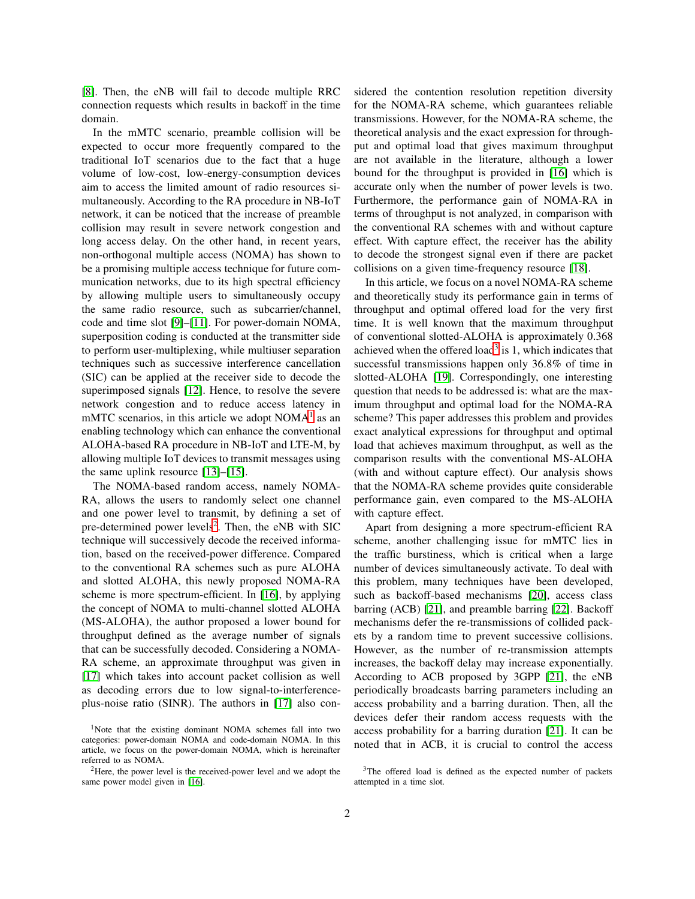[8]. Then, the eNB will fail to decode multiple RRC connection requests which results in backoff in the time domain.

In the mMTC scenario, preamble collision will be expected to occur more frequently compared to the traditional IoT scenarios due to the fact that a huge volume of low-cost, low-energy-consumption devices aim to access the limited amount of radio resources simultaneously. According to the RA procedure in NB-IoT network, it can be noticed that the increase of preamble collision may result in severe network congestion and long access delay. On the other hand, in recent years, non-orthogonal multiple access (NOMA) has shown to be a promising multiple access technique for future communication networks, due to its high spectral efficiency by allowing multiple users to simultaneously occupy the same radio resource, such as subcarrier/channel, code and time slot [9]–[11]. For power-domain NOMA, superposition coding is conducted at the transmitter side to perform user-multiplexing, while multiuser separation techniques such as successive interference cancellation (SIC) can be applied at the receiver side to decode the superimposed signals [12]. Hence, to resolve the severe network congestion and to reduce access latency in mMTC scenarios, in this article we adopt NOMA[1] as an enabling technology which can enhance the conventional ALOHA-based RA procedure in NB-IoT and LTE-M, by allowing multiple IoT devices to transmit messages using the same uplink resource [13]–[15].

The NOMA-based random access, namely NOMA-RA, allows the users to randomly select one channel and one power level to transmit, by defining a set of pre-determined power levels[2]. Then, the eNB with SIC technique will successively decode the received information, based on the received-power difference. Compared to the conventional RA schemes such as pure ALOHA and slotted ALOHA, this newly proposed NOMA-RA scheme is more spectrum-efficient. In [16], by applying the concept of NOMA to multi-channel slotted ALOHA (MS-ALOHA), the author proposed a lower bound for throughput defined as the average number of signals that can be successfully decoded. Considering a NOMA-RA scheme, an approximate throughput was given in [17] which takes into account packet collision as well as decoding errors due to low signal-to-interference-plus-noise ratio (SINR). The authors in [17] also considered the contention resolution repetition diversity for the NOMA-RA scheme, which guarantees reliable transmissions. However, for the NOMA-RA scheme, the theoretical analysis and the exact expression for throughput and optimal load that gives maximum throughput are not available in the literature, although a lower bound for the throughput is provided in [16] which is accurate only when the number of power levels is two. Furthermore, the performance gain of NOMA-RA in terms of throughput is not analyzed, in comparison with the conventional RA schemes with and without capture effect. With capture effect, the receiver has the ability to decode the strongest signal even if there are packet collisions on a given time-frequency resource [18].

In this article, we focus on a novel NOMA-RA scheme and theoretically study its performance gain in terms of throughput and optimal offered load for the very first time. It is well known that the maximum throughput of conventional slotted-ALOHA is approximately 0.368 achieved when the offered load[3] is 1, which indicates that successful transmissions happen only 36.8% of time in slotted-ALOHA [19]. Correspondingly, one interesting question that needs to be addressed is: what are the maximum throughput and optimal load for the NOMA-RA scheme? This paper addresses this problem and provides exact analytical expressions for throughput and optimal load that achieves maximum throughput, as well as the comparison results with the conventional MS-ALOHA (with and without capture effect). Our analysis shows that the NOMA-RA scheme provides quite considerable performance gain, even compared to the MS-ALOHA with capture effect.

Apart from designing a more spectrum-efficient RA scheme, another challenging issue for mMTC lies in the traffic burstiness, which is critical when a large number of devices simultaneously activate. To deal with this problem, many techniques have been developed, such as backoff-based mechanisms [20], access class barring (ACB) [21], and preamble barring [22]. Backoff mechanisms defer the re-transmissions of collided packets by a random time to prevent successive collisions. However, as the number of re-transmission attempts increases, the backoff delay may increase exponentially. According to ACB proposed by 3GPP [21], the eNB periodically broadcasts barring parameters including an access probability and a barring duration. Then, all the devices defer their random access requests with the access probability for a barring duration [21]. It can be noted that in ACB, it is crucial to control the access

[1] Note that the existing dominant NOMA schemes fall into two categories: power-domain NOMA and code-domain NOMA. In this article, we focus on the power-domain NOMA, which is hereinafter referred to as NOMA.

[2] Here, the power level is the received-power level and we adopt the same power model given in [16].

[3] The offered load is defined as the expected number of packets attempted in a time slot.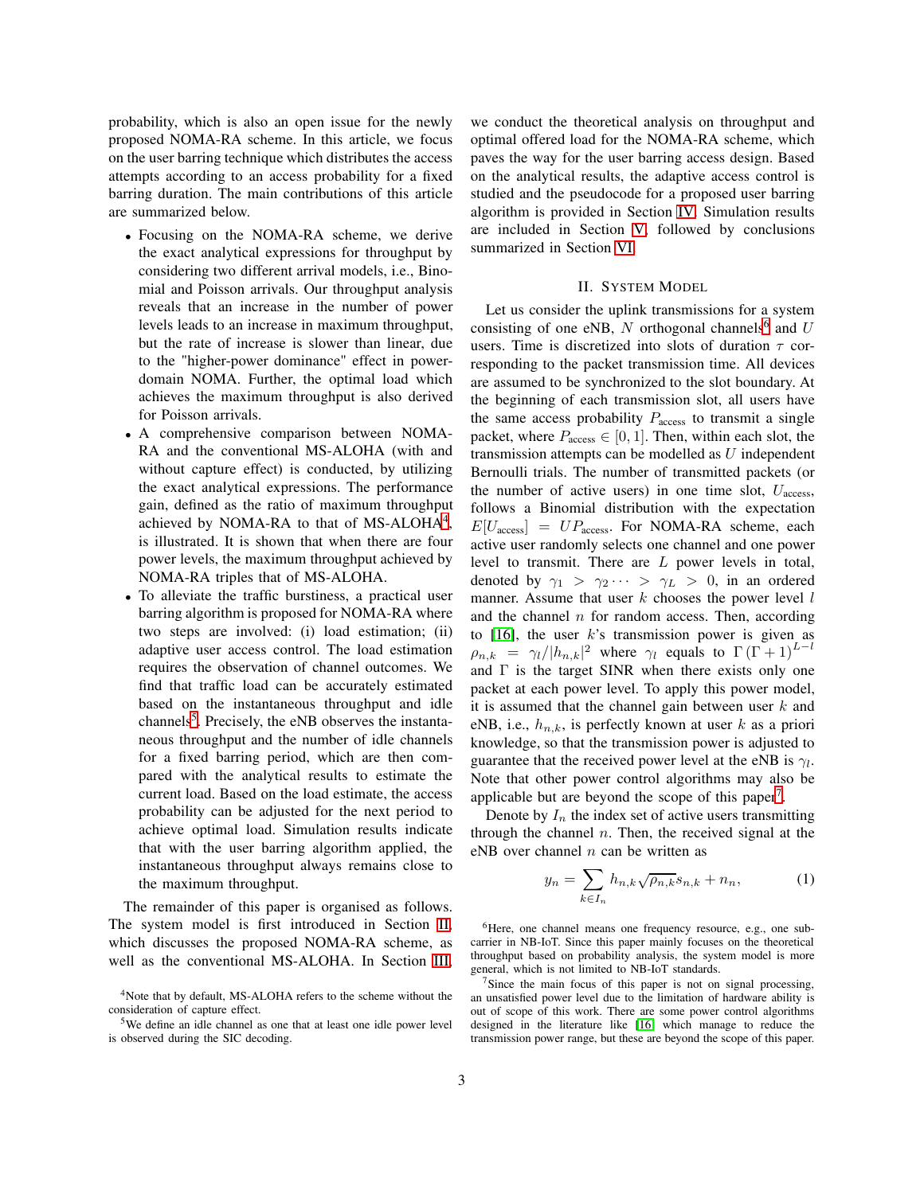probability, which is also an open issue for the newly proposed NOMA-RA scheme. In this article, we focus on the user barring technique which distributes the access attempts according to an access probability for a fixed barring duration. The main contributions of this article are summarized below.

- Focusing on the NOMA-RA scheme, we derive the exact analytical expressions for throughput by considering two different arrival models, i.e., Binomial and Poisson arrivals. Our throughput analysis reveals that an increase in the number of power levels leads to an increase in maximum throughput, but the rate of increase is slower than linear, due to the "higher-power dominance" effect in power-domain NOMA. Further, the optimal load which achieves the maximum throughput is also derived for Poisson arrivals.
- A comprehensive comparison between NOMA-RA and the conventional MS-ALOHA (with and without capture effect) is conducted, by utilizing the exact analytical expressions. The performance gain, defined as the ratio of maximum throughput achieved by NOMA-RA to that of MS-ALOHA[4], is illustrated. It is shown that when there are four power levels, the maximum throughput achieved by NOMA-RA triples that of MS-ALOHA.
- To alleviate the traffic burstiness, a practical user barring algorithm is proposed for NOMA-RA where two steps are involved: (i) load estimation; (ii) adaptive user access control. The load estimation requires the observation of channel outcomes. We find that traffic load can be accurately estimated based on the instantaneous throughput and idle channels[5]. Precisely, the eNB observes the instantaneous throughput and the number of idle channels for a fixed barring period, which are then compared with the analytical results to estimate the current load. Based on the load estimate, the access probability can be adjusted for the next period to achieve optimal load. Simulation results indicate that with the user barring algorithm applied, the instantaneous throughput always remains close to the maximum throughput.

The remainder of this paper is organised as follows. The system model is first introduced in Section II, which discusses the proposed NOMA-RA scheme, as well as the conventional MS-ALOHA. In Section III, we conduct the theoretical analysis on throughput and optimal offered load for the NOMA-RA scheme, which paves the way for the user barring access design. Based on the analytical results, the adaptive access control is studied and the pseudocode for a proposed user barring algorithm is provided in Section IV. Simulation results are included in Section V, followed by conclusions summarized in Section VI.

## II. System Model

Let us consider the uplink transmissions for a system consisting of one eNB, $N$ orthogonal channels[6] and $U$ users. Time is discretized into slots of duration $\tau$ corresponding to the packet transmission time. All devices are assumed to be synchronized to the slot boundary. At the beginning of each transmission slot, all users have the same access probability $P_{\text{access}}$ to transmit a single packet, where $P_{\text{access}} \in [0, 1]$. Then, within each slot, the transmission attempts can be modelled as $U$ independent Bernoulli trials. The number of transmitted packets (or the number of active users) in one time slot, $U_{\text{access}}$, follows a Binomial distribution with the expectation $E[U_{\text{access}}] = UP_{\text{access}}$. For NOMA-RA scheme, each active user randomly selects one channel and one power level to transmit. There are $L$ power levels in total, denoted by $\gamma_1 > \gamma_2 \cdots > \gamma_L > 0$, in an ordered manner. Assume that user $k$ chooses the power level $l$ and the channel $n$ for random access. Then, according to [16], the user $k$'s transmission power is given as $\rho_{n,k} = \gamma_l / |h_{n,k}|^2$ where $\gamma_l$ equals to $\Gamma(\Gamma+1)^{L-l}$ and $\Gamma$ is the target SINR when there exists only one packet at each power level. To apply this power model, it is assumed that the channel gain between user $k$ and eNB, i.e., $h_{n,k}$, is perfectly known at user $k$ as a priori knowledge, so that the transmission power is adjusted to guarantee that the received power level at the eNB is $\gamma_l$. Note that other power control algorithms may also be applicable but are beyond the scope of this paper[7].

Denote by $I_n$ the index set of active users transmitting through the channel $n$. Then, the received signal at the eNB over channel $n$ can be written as

$$y_n = \sum_{k \in I_n} h_{n,k} \sqrt{\rho_{n,k}} s_{n,k} + n_n, \tag{1}$$

[4]Note that by default, MS-ALOHA refers to the scheme without the consideration of capture effect.

[5]We define an idle channel as one that at least one idle power level is observed during the SIC decoding.

[6]Here, one channel means one frequency resource, e.g., one subcarrier in NB-IoT. Since this paper mainly focuses on the theoretical throughput based on probability analysis, the system model is more general, which is not limited to NB-IoT standards.

[7]Since the main focus of this paper is not on signal processing, an unsatisfied power level due to the limitation of hardware ability is out of scope of this work. There are some power control algorithms designed in the literature like [16] which manage to reduce the transmission power range, but these are beyond the scope of this paper.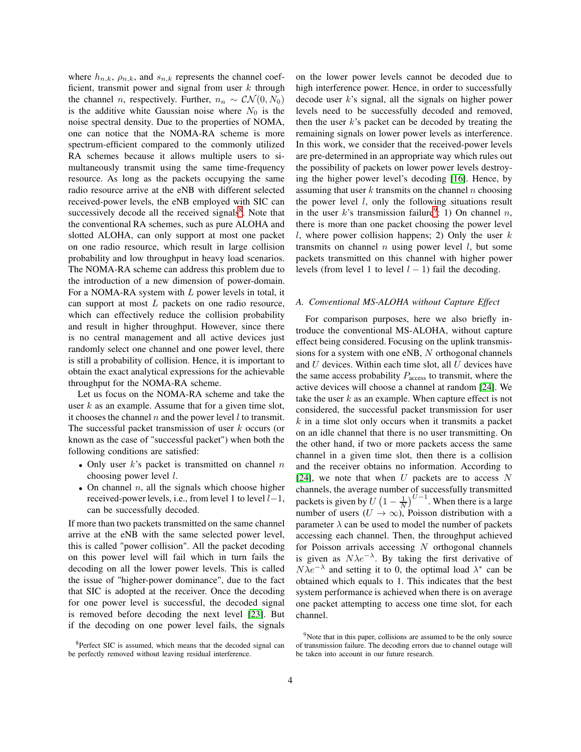where $h_{n,k}$, $\rho_{n,k}$, and $s_{n,k}$ represents the channel coefficient, transmit power and signal from user $k$ through the channel $n$, respectively. Further, $n_n \sim \mathcal{CN}(0, N_0)$ is the additive white Gaussian noise where $N_0$ is the noise spectral density. Due to the properties of NOMA, one can notice that the NOMA-RA scheme is more spectrum-efficient compared to the commonly utilized RA schemes because it allows multiple users to simultaneously transmit using the same time-frequency resource. As long as the packets occupying the same radio resource arrive at the eNB with different selected received-power levels, the eNB employed with SIC can successively decode all the received signals[8]. Note that the conventional RA schemes, such as pure ALOHA and slotted ALOHA, can only support at most one packet on one radio resource, which result in large collision probability and low throughput in heavy load scenarios. The NOMA-RA scheme can address this problem due to the introduction of a new dimension of power-domain. For a NOMA-RA system with $L$ power levels in total, it can support at most $L$ packets on one radio resource, which can effectively reduce the collision probability and result in higher throughput. However, since there is no central management and all active devices just randomly select one channel and one power level, there is still a probability of collision. Hence, it is important to obtain the exact analytical expressions for the achievable throughput for the NOMA-RA scheme.

Let us focus on the NOMA-RA scheme and take the user $k$ as an example. Assume that for a given time slot, it chooses the channel $n$ and the power level $l$ to transmit. The successful packet transmission of user $k$ occurs (or known as the case of "successful packet") when both the following conditions are satisfied:

- Only user $k$'s packet is transmitted on channel $n$ choosing power level $l$.
- On channel $n$, all the signals which choose higher received-power levels, i.e., from level 1 to level $l-1$, can be successfully decoded.

If more than two packets transmitted on the same channel arrive at the eNB with the same selected power level, this is called "power collision". All the packet decoding on this power level will fail which in turn fails the decoding on all the lower power levels. This is called the issue of "higher-power dominance", due to the fact that SIC is adopted at the receiver. Once the decoding for one power level is successful, the decoded signal is removed before decoding the next level [23]. But if the decoding on one power level fails, the signals on the lower power levels cannot be decoded due to high interference power. Hence, in order to successfully decode user $k$'s signal, all the signals on higher power levels need to be successfully decoded and removed, then the user $k$'s packet can be decoded by treating the remaining signals on lower power levels as interference. In this work, we consider that the received-power levels are pre-determined in an appropriate way which rules out the possibility of packets on lower power levels destroying the higher power level's decoding [16]. Hence, by assuming that user $k$ transmits on the channel $n$ choosing the power level $l$, only the following situations result in the user $k$'s transmission failure[9]: 1) On channel $n$, there is more than one packet choosing the power level $l$, where power collision happens; 2) Only the user $k$ transmits on channel $n$ using power level $l$, but some packets transmitted on this channel with higher power levels (from level 1 to level $l-1$) fail the decoding.

### A. Conventional MS-ALOHA without Capture Effect

For comparison purposes, here we also briefly introduce the conventional MS-ALOHA, without capture effect being considered. Focusing on the uplink transmissions for a system with one eNB, $N$ orthogonal channels and $U$ devices. Within each time slot, all $U$ devices have the same access probability $P_{\text{access}}$ to transmit, where the active devices will choose a channel at random [24]. We take the user $k$ as an example. When capture effect is not considered, the successful packet transmission for user $k$ in a time slot only occurs when it transmits a packet on an idle channel that there is no user transmitting. On the other hand, if two or more packets access the same channel in a given time slot, then there is a collision and the receiver obtains no information. According to [24], we note that when $U$ packets are to access $N$ channels, the average number of successfully transmitted packets is given by $U\left(1 - \frac{1}{N}\right)^{U-1}$. When there is a large number of users ($U \to \infty$), Poisson distribution with a parameter $\lambda$ can be used to model the number of packets accessing each channel. Then, the throughput achieved for Poisson arrivals accessing $N$ orthogonal channels is given as $N\lambda e^{-\lambda}$. By taking the first derivative of $N\lambda e^{-\lambda}$ and setting it to 0, the optimal load $\lambda^*$ can be obtained which equals to 1. This indicates that the best system performance is achieved when there is on average one packet attempting to access one time slot, for each channel.

[8] Perfect SIC is assumed, which means that the decoded signal can be perfectly removed without leaving residual interference.

[9] Note that in this paper, collisions are assumed to be the only source of transmission failure. The decoding errors due to channel outage will be taken into account in our future research.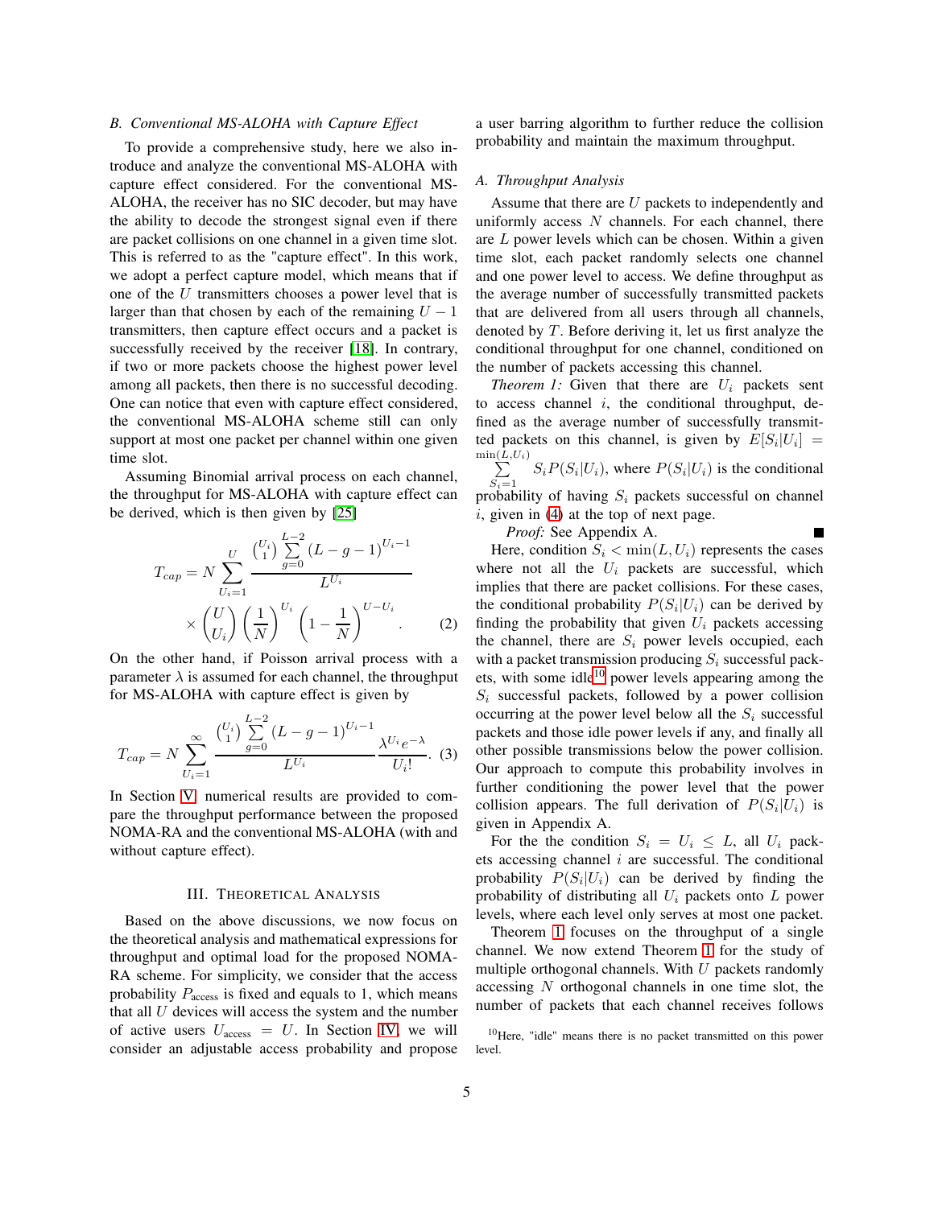### B. Conventional MS-ALOHA with Capture Effect

To provide a comprehensive study, here we also introduce and analyze the conventional MS-ALOHA with capture effect considered. For the conventional MS-ALOHA, the receiver has no SIC decoder, but may have the ability to decode the strongest signal even if there are packet collisions on one channel in a given time slot. This is referred to as the "capture effect". In this work, we adopt a perfect capture model, which means that if one of the $U$ transmitters chooses a power level that is larger than that chosen by each of the remaining $U-1$ transmitters, then capture effect occurs and a packet is successfully received by the receiver [18]. In contrary, if two or more packets choose the highest power level among all packets, then there is no successful decoding. One can notice that even with capture effect considered, the conventional MS-ALOHA scheme still can only support at most one packet per channel within one given time slot.

Assuming Binomial arrival process on each channel, the throughput for MS-ALOHA with capture effect can be derived, which is then given by [25]

$$T_{cap} = N \sum_{U_i=1}^{U} \frac{\binom{U_i}{1} \sum_{g=0}^{L-2} (L-g-1)^{U_i-1}}{L^{U_i}} \times \binom{U}{U_i} \left(\frac{1}{N}\right)^{U_i} \left(1-\frac{1}{N}\right)^{U-U_i}. \quad (2)$$

On the other hand, if Poisson arrival process with a parameter $\lambda$ is assumed for each channel, the throughput for MS-ALOHA with capture effect is given by

$$T_{cap} = N \sum_{U_i=1}^{\infty} \frac{\binom{U_i}{1} \sum_{g=0}^{L-2} (L-g-1)^{U_i-1}}{L^{U_i}} \frac{\lambda^{U_i} e^{-\lambda}}{U_i!}. \quad (3)$$

In Section V, numerical results are provided to compare the throughput performance between the proposed NOMA-RA and the conventional MS-ALOHA (with and without capture effect).

## III. Theoretical Analysis

Based on the above discussions, we now focus on the theoretical analysis and mathematical expressions for throughput and optimal load for the proposed NOMA-RA scheme. For simplicity, we consider that the access probability $P_{\text{access}}$ is fixed and equals to 1, which means that all $U$ devices will access the system and the number of active users $U_{\text{access}} = U$. In Section IV, we will consider an adjustable access probability and propose a user barring algorithm to further reduce the collision probability and maintain the maximum throughput.

### A. Throughput Analysis

Assume that there are $U$ packets to independently and uniformly access $N$ channels. For each channel, there are $L$ power levels which can be chosen. Within a given time slot, each packet randomly selects one channel and one power level to access. We define throughput as the average number of successfully transmitted packets that are delivered from all users through all channels, denoted by $T$. Before deriving it, let us first analyze the conditional throughput for one channel, conditioned on the number of packets accessing this channel.

*Theorem 1:* Given that there are $U_i$ packets sent to access channel $i$, the conditional throughput, defined as the average number of successfully transmitted packets on this channel, is given by $E[S_i|U_i] = \sum_{S_i=1}^{\min(L,U_i)} S_i P(S_i|U_i)$, where $P(S_i|U_i)$ is the conditional probability of having $S_i$ packets successful on channel $i$, given in (4) at the top of next page. ∎

*Proof:* See Appendix A.

Here, condition $S_i < \min(L, U_i)$ represents the cases where not all the $U_i$ packets are successful, which implies that there are packet collisions. For these cases, the conditional probability $P(S_i|U_i)$ can be derived by finding the probability that given $U_i$ packets accessing the channel, there are $S_i$ power levels occupied, each with a packet transmission producing $S_i$ successful packets, with some idle[10] power levels appearing among the $S_i$ successful packets, followed by a power collision occurring at the power level below all the $S_i$ successful packets and those idle power levels if any, and finally all other possible transmissions below the power collision. Our approach to compute this probability involves in further conditioning the power level that the power collision appears. The full derivation of $P(S_i|U_i)$ is given in Appendix A.

For the the condition $S_i = U_i \le L$, all $U_i$ packets accessing channel $i$ are successful. The conditional probability $P(S_i|U_i)$ can be derived by finding the probability of distributing all $U_i$ packets onto $L$ power levels, where each level only serves at most one packet.

Theorem 1 focuses on the throughput of a single channel. We now extend Theorem 1 for the study of multiple orthogonal channels. With $U$ packets randomly accessing $N$ orthogonal channels in one time slot, the number of packets that each channel receives follows

[10] Here, "idle" means there is no packet transmitted on this power level.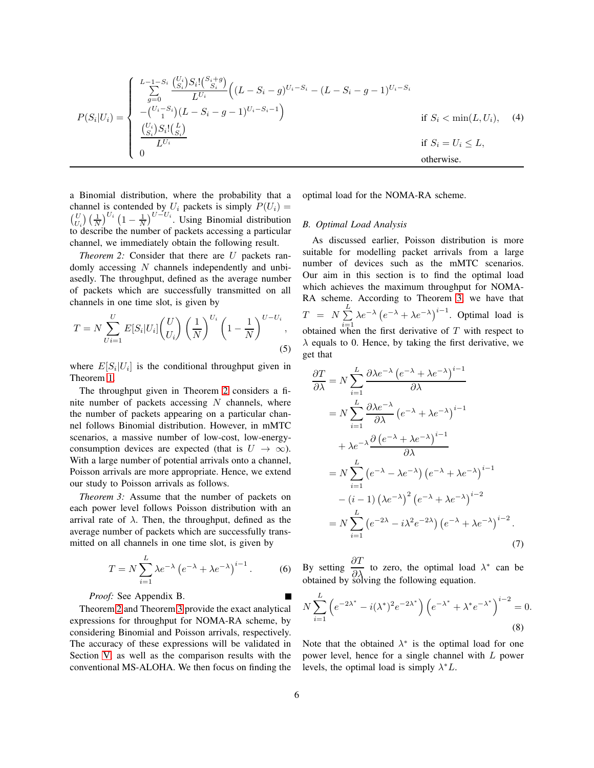$$
P(S_i|U_i) = \begin{cases} \sum_{g=0}^{L-1-S_i} \frac{\binom{U_i}{S_i} S_i! \binom{S_i+g}{S_i}}{L^{U_i}} \Big( (L-S_i-g)^{U_i-S_i} - (L-S_i-g-1)^{U_i-S_i} \\ -\binom{U_i-S_i}{1} (L-S_i-g-1)^{U_i-S_i-1} \Big) & \text{if } S_i < \min(L, U_i), \\ \frac{\binom{U_i}{S_i} S_i! \binom{L}{S_i}}{L^{U_i}} & \text{if } S_i = U_i \leq L, \\ 0 & \text{otherwise.} \end{cases} \tag{4}
$$

a Binomial distribution, where the probability that a channel is contended by $U_i$ packets is simply $P(U_i) = \binom{U}{U_i} \left(\frac{1}{N}\right)^{U_i} \left(1 - \frac{1}{N}\right)^{U-U_i}$. Using Binomial distribution to describe the number of packets accessing a particular channel, we immediately obtain the following result.

*Theorem 2:* Consider that there are $U$ packets randomly accessing $N$ channels independently and unbiasedly. The throughput, defined as the average number of packets which are successfully transmitted on all channels in one time slot, is given by

$$
T = N \sum_{Ui=1}^{U} E[S_i|U_i] \binom{U}{U_i} \left(\frac{1}{N}\right)^{U_i} \left(1 - \frac{1}{N}\right)^{U-U_i}, \tag{5}
$$

where $E[S_i|U_i]$ is the conditional throughput given in Theorem 1.

The throughput given in Theorem 2 considers a finite number of packets accessing $N$ channels, where the number of packets appearing on a particular channel follows Binomial distribution. However, in mMTC scenarios, a massive number of low-cost, low-energy-consumption devices are expected (that is $U \to \infty$). With a large number of potential arrivals onto a channel, Poisson arrivals are more appropriate. Hence, we extend our study to Poisson arrivals as follows.

*Theorem 3:* Assume that the number of packets on each power level follows Poisson distribution with an arrival rate of $\lambda$. Then, the throughput, defined as the average number of packets which are successfully transmitted on all channels in one time slot, is given by

$$
T = N \sum_{i=1}^{L} \lambda e^{-\lambda} \left(e^{-\lambda} + \lambda e^{-\lambda}\right)^{i-1}. \tag{6}
$$

*Proof:* See Appendix B. ∎

Theorem 2 and Theorem 3 provide the exact analytical expressions for throughput for NOMA-RA scheme, by considering Binomial and Poisson arrivals, respectively. The accuracy of these expressions will be validated in Section V, as well as the comparison results with the conventional MS-ALOHA. We then focus on finding the optimal load for the NOMA-RA scheme.

### B. Optimal Load Analysis

As discussed earlier, Poisson distribution is more suitable for modelling packet arrivals from a large number of devices such as the mMTC scenarios. Our aim in this section is to find the optimal load which achieves the maximum throughput for NOMA-RA scheme. According to Theorem 3, we have that $T = N \sum_{i=1}^{L} \lambda e^{-\lambda} \left(e^{-\lambda} + \lambda e^{-\lambda}\right)^{i-1}$. Optimal load is obtained when the first derivative of $T$ with respect to $\lambda$ equals to 0. Hence, by taking the first derivative, we get that

$$
\begin{aligned}
\frac{\partial T}{\partial \lambda} &= N \sum_{i=1}^{L} \frac{\partial \lambda e^{-\lambda} \left(e^{-\lambda} + \lambda e^{-\lambda}\right)^{i-1}}{\partial \lambda} \\
&= N \sum_{i=1}^{L} \frac{\partial \lambda e^{-\lambda}}{\partial \lambda} \left(e^{-\lambda} + \lambda e^{-\lambda}\right)^{i-1} \\
&\quad + \lambda e^{-\lambda} \frac{\partial \left(e^{-\lambda} + \lambda e^{-\lambda}\right)^{i-1}}{\partial \lambda} \\
&= N \sum_{i=1}^{L} \left(e^{-\lambda} - \lambda e^{-\lambda}\right) \left(e^{-\lambda} + \lambda e^{-\lambda}\right)^{i-1} \\
&\quad - (i-1) \left(\lambda e^{-\lambda}\right)^2 \left(e^{-\lambda} + \lambda e^{-\lambda}\right)^{i-2} \\
&= N \sum_{i=1}^{L} \left(e^{-2\lambda} - i\lambda^2 e^{-2\lambda}\right) \left(e^{-\lambda} + \lambda e^{-\lambda}\right)^{i-2}.
\end{aligned} \tag{7}
$$

By setting $\frac{\partial T}{\partial \lambda}$ to zero, the optimal load $\lambda^*$ can be obtained by solving the following equation.

$$
N \sum_{i=1}^{L} \left(e^{-2\lambda^*} - i(\lambda^*)^2 e^{-2\lambda^*}\right) \left(e^{-\lambda^*} + \lambda^* e^{-\lambda^*}\right)^{i-2} = 0. \tag{8}
$$

Note that the obtained $\lambda^*$ is the optimal load for one power level, hence for a single channel with $L$ power levels, the optimal load is simply $\lambda^* L$.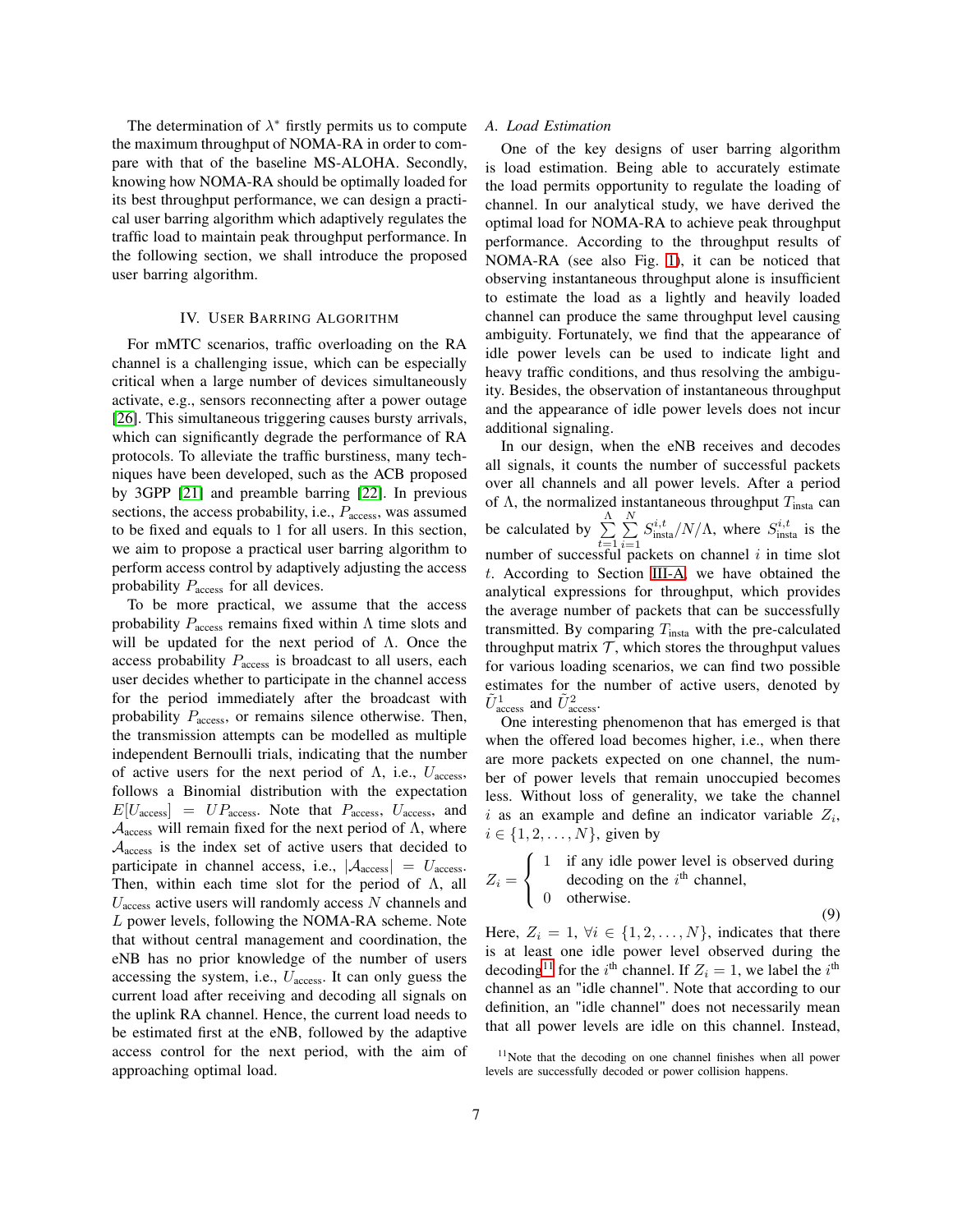The determination of $\lambda^*$ firstly permits us to compute the maximum throughput of NOMA-RA in order to compare with that of the baseline MS-ALOHA. Secondly, knowing how NOMA-RA should be optimally loaded for its best throughput performance, we can design a practical user barring algorithm which adaptively regulates the traffic load to maintain peak throughput performance. In the following section, we shall introduce the proposed user barring algorithm.

## IV. User Barring Algorithm

For mMTC scenarios, traffic overloading on the RA channel is a challenging issue, which can be especially critical when a large number of devices simultaneously activate, e.g., sensors reconnecting after a power outage [26]. This simultaneous triggering causes bursty arrivals, which can significantly degrade the performance of RA protocols. To alleviate the traffic burstiness, many techniques have been developed, such as the ACB proposed by 3GPP [21] and preamble barring [22]. In previous sections, the access probability, i.e., $P_{\text{access}}$, was assumed to be fixed and equals to 1 for all users. In this section, we aim to propose a practical user barring algorithm to perform access control by adaptively adjusting the access probability $P_{\text{access}}$ for all devices.

To be more practical, we assume that the access probability $P_{\text{access}}$ remains fixed within $\Lambda$ time slots and will be updated for the next period of $\Lambda$. Once the access probability $P_{\text{access}}$ is broadcast to all users, each user decides whether to participate in the channel access for the period immediately after the broadcast with probability $P_{\text{access}}$, or remains silence otherwise. Then, the transmission attempts can be modelled as multiple independent Bernoulli trials, indicating that the number of active users for the next period of $\Lambda$, i.e., $U_{\text{access}}$, follows a Binomial distribution with the expectation $E[U_{\text{access}}] = UP_{\text{access}}$. Note that $P_{\text{access}}$, $U_{\text{access}}$, and $\mathcal{A}_{\text{access}}$ will remain fixed for the next period of $\Lambda$, where $\mathcal{A}_{\text{access}}$ is the index set of active users that decided to participate in channel access, i.e., $|\mathcal{A}_{\text{access}}| = U_{\text{access}}$. Then, within each time slot for the period of $\Lambda$, all $U_{\text{access}}$ active users will randomly access $N$ channels and $L$ power levels, following the NOMA-RA scheme. Note that without central management and coordination, the eNB has no prior knowledge of the number of users accessing the system, i.e., $U_{\text{access}}$. It can only guess the current load after receiving and decoding all signals on the uplink RA channel. Hence, the current load needs to be estimated first at the eNB, followed by the adaptive access control for the next period, with the aim of approaching optimal load.

### A. Load Estimation

One of the key designs of user barring algorithm is load estimation. Being able to accurately estimate the load permits opportunity to regulate the loading of channel. In our analytical study, we have derived the optimal load for NOMA-RA to achieve peak throughput performance. According to the throughput results of NOMA-RA (see also Fig. 1), it can be noticed that observing instantaneous throughput alone is insufficient to estimate the load as a lightly and heavily loaded channel can produce the same throughput level causing ambiguity. Fortunately, we find that the appearance of idle power levels can be used to indicate light and heavy traffic conditions, and thus resolving the ambiguity. Besides, the observation of instantaneous throughput and the appearance of idle power levels does not incur additional signaling.

In our design, when the eNB receives and decodes all signals, it counts the number of successful packets over all channels and all power levels. After a period of $\Lambda$, the normalized instantaneous throughput $T_{\text{insta}}$ can be calculated by $\sum_{t=1}^{\Lambda}\sum_{i=1}^{N} S_{\text{insta}}^{i,t}/N/\Lambda$, where $S_{\text{insta}}^{i,t}$ is the number of successful packets on channel $i$ in time slot $t$. According to Section III-A, we have obtained the analytical expressions for throughput, which provides the average number of packets that can be successfully transmitted. By comparing $T_{\text{insta}}$ with the pre-calculated throughput matrix $\mathcal{T}$, which stores the throughput values for various loading scenarios, we can find two possible estimates for the number of active users, denoted by $\tilde{U}_{\text{access}}^{1}$ and $\tilde{U}_{\text{access}}^{2}$.

One interesting phenomenon that has emerged is that when the offered load becomes higher, i.e., when there are more packets expected on one channel, the number of power levels that remain unoccupied becomes less. Without loss of generality, we take the channel $i$ as an example and define an indicator variable $Z_i$, $i \in \{1, 2, \ldots, N\}$, given by

$$Z_i = \begin{cases} 1 & \text{if any idle power level is observed during decoding on the } i^{\text{th}} \text{ channel,} \\ 0 & \text{otherwise.} \end{cases} \tag{9}$$

Here, $Z_i = 1$, $\forall i \in \{1, 2, \ldots, N\}$, indicates that there is at least one idle power level observed during the decoding[11] for the $i^{\text{th}}$ channel. If $Z_i = 1$, we label the $i^{\text{th}}$ channel as an "idle channel". Note that according to our definition, an "idle channel" does not necessarily mean that all power levels are idle on this channel. Instead,

[11] Note that the decoding on one channel finishes when all power levels are successfully decoded or power collision happens.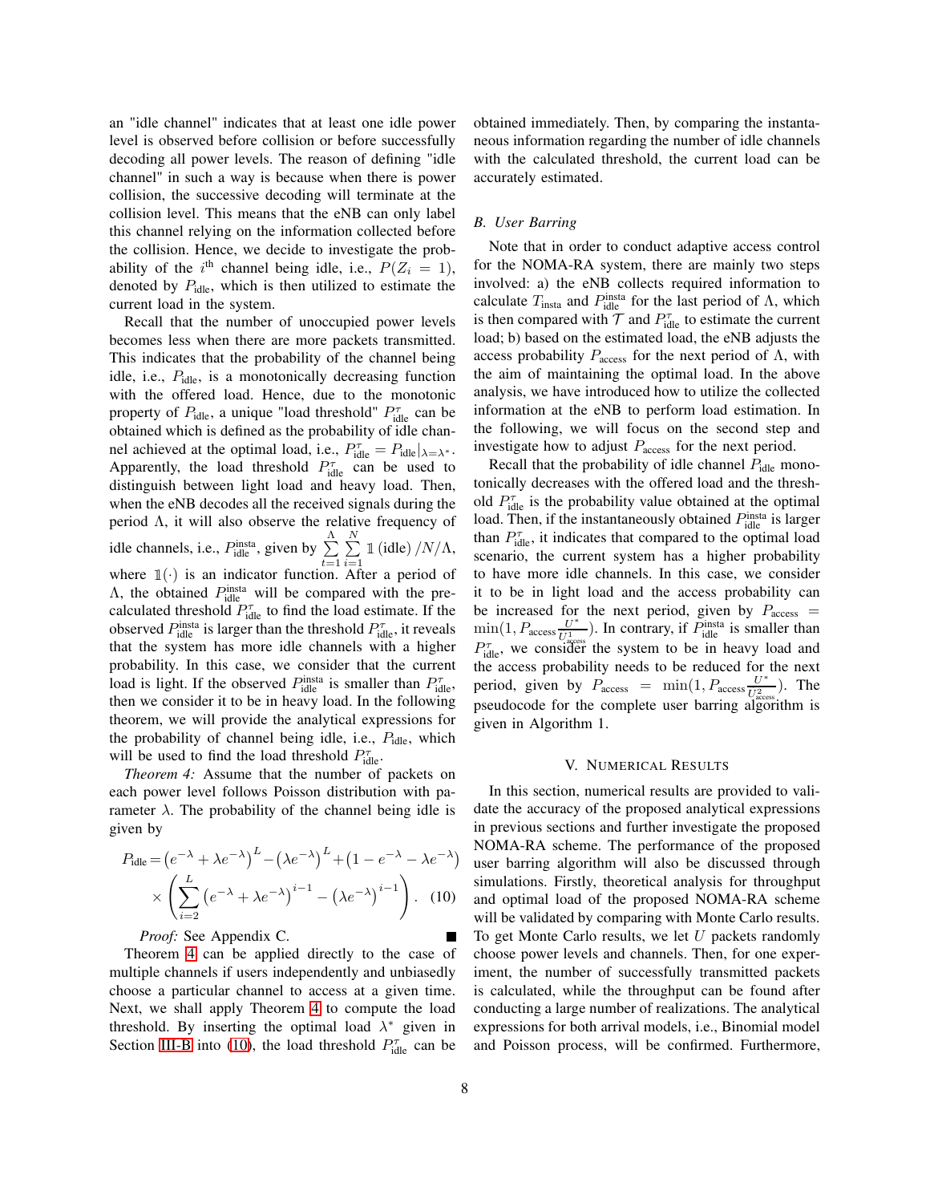an "idle channel" indicates that at least one idle power level is observed before collision or before successfully decoding all power levels. The reason of defining "idle channel" in such a way is because when there is power collision, the successive decoding will terminate at the collision level. This means that the eNB can only label this channel relying on the information collected before the collision. Hence, we decide to investigate the probability of the $i^{\text{th}}$ channel being idle, i.e., $P(Z_i = 1)$, denoted by $P_{\text{idle}}$, which is then utilized to estimate the current load in the system.

Recall that the number of unoccupied power levels becomes less when there are more packets transmitted. This indicates that the probability of the channel being idle, i.e., $P_{\text{idle}}$, is a monotonically decreasing function with the offered load. Hence, due to the monotonic property of $P_{\text{idle}}$, a unique "load threshold" $P^{\tau}_{\text{idle}}$ can be obtained which is defined as the probability of idle channel achieved at the optimal load, i.e., $P^{\tau}_{\text{idle}} = P_{\text{idle}}|_{\lambda=\lambda^*}$. Apparently, the load threshold $P^{\tau}_{\text{idle}}$ can be used to distinguish between light load and heavy load. Then, when the eNB decodes all the received signals during the period $\Lambda$, it will also observe the relative frequency of idle channels, i.e., $P^{\text{insta}}_{\text{idle}}$, given by $\sum_{t=1}^{\Lambda}\sum_{i=1}^{N} \mathbb{1}\left(\text{idle}\right)/N/\Lambda$, where $\mathbb{1}(\cdot)$ is an indicator function. After a period of $\Lambda$, the obtained $P^{\text{insta}}_{\text{idle}}$ will be compared with the pre-calculated threshold $P^{\tau}_{\text{idle}}$ to find the load estimate. If the observed $P^{\text{insta}}_{\text{idle}}$ is larger than the threshold $P^{\tau}_{\text{idle}}$, it reveals that the system has more idle channels with a higher probability. In this case, we consider that the current load is light. If the observed $P^{\text{insta}}_{\text{idle}}$ is smaller than $P^{\tau}_{\text{idle}}$, then we consider it to be in heavy load. In the following theorem, we will provide the analytical expressions for the probability of channel being idle, i.e., $P_{\text{idle}}$, which will be used to find the load threshold $P^{\tau}_{\text{idle}}$.

*Theorem 4:* Assume that the number of packets on each power level follows Poisson distribution with parameter $\lambda$. The probability of the channel being idle is given by

$$P_{\text{idle}} = \left(e^{-\lambda} + \lambda e^{-\lambda}\right)^{L} - \left(\lambda e^{-\lambda}\right)^{L} + \left(1 - e^{-\lambda} - \lambda e^{-\lambda}\right) \times \left(\sum_{i=2}^{L} \left(e^{-\lambda} + \lambda e^{-\lambda}\right)^{i-1} - \left(\lambda e^{-\lambda}\right)^{i-1}\right). \quad (10)$$

*Proof:* See Appendix C. ∎

Theorem 4 can be applied directly to the case of multiple channels if users independently and unbiasedly choose a particular channel to access at a given time. Next, we shall apply Theorem 4 to compute the load threshold. By inserting the optimal load $\lambda^*$ given in Section III-B into (10), the load threshold $P^{\tau}_{\text{idle}}$ can be obtained immediately. Then, by comparing the instantaneous information regarding the number of idle channels with the calculated threshold, the current load can be accurately estimated.

### B. User Barring

Note that in order to conduct adaptive access control for the NOMA-RA system, there are mainly two steps involved: a) the eNB collects required information to calculate $T_{\text{insta}}$ and $P^{\text{insta}}_{\text{idle}}$ for the last period of $\Lambda$, which is then compared with $\mathcal{T}$ and $P^{\tau}_{\text{idle}}$ to estimate the current load; b) based on the estimated load, the eNB adjusts the access probability $P_{\text{access}}$ for the next period of $\Lambda$, with the aim of maintaining the optimal load. In the above analysis, we have introduced how to utilize the collected information at the eNB to perform load estimation. In the following, we will focus on the second step and investigate how to adjust $P_{\text{access}}$ for the next period.

Recall that the probability of idle channel $P_{\text{idle}}$ monotonically decreases with the offered load and the threshold $P^{\tau}_{\text{idle}}$ is the probability value obtained at the optimal load. Then, if the instantaneously obtained $P^{\text{insta}}_{\text{idle}}$ is larger than $P^{\tau}_{\text{idle}}$, it indicates that compared to the optimal load scenario, the current system has a higher probability to have more idle channels. In this case, we consider it to be in light load and the access probability can be increased for the next period, given by $P_{\text{access}} = \min(1, P_{\text{access}}\frac{U^*}{U^1_{\text{access}}})$. In contrary, if $P^{\text{insta}}_{\text{idle}}$ is smaller than $P^{\tau}_{\text{idle}}$, we consider the system to be in heavy load and the access probability needs to be reduced for the next period, given by $P_{\text{access}} = \min(1, P_{\text{access}}\frac{U^*}{U^2_{\text{access}}})$. The pseudocode for the complete user barring algorithm is given in Algorithm 1.

## V. Numerical Results

In this section, numerical results are provided to validate the accuracy of the proposed analytical expressions in previous sections and further investigate the proposed NOMA-RA scheme. The performance of the proposed user barring algorithm will also be discussed through simulations. Firstly, theoretical analysis for throughput and optimal load of the proposed NOMA-RA scheme will be validated by comparing with Monte Carlo results. To get Monte Carlo results, we let $U$ packets randomly choose power levels and channels. Then, for one experiment, the number of successfully transmitted packets is calculated, while the throughput can be found after conducting a large number of realizations. The analytical expressions for both arrival models, i.e., Binomial model and Poisson process, will be confirmed. Furthermore,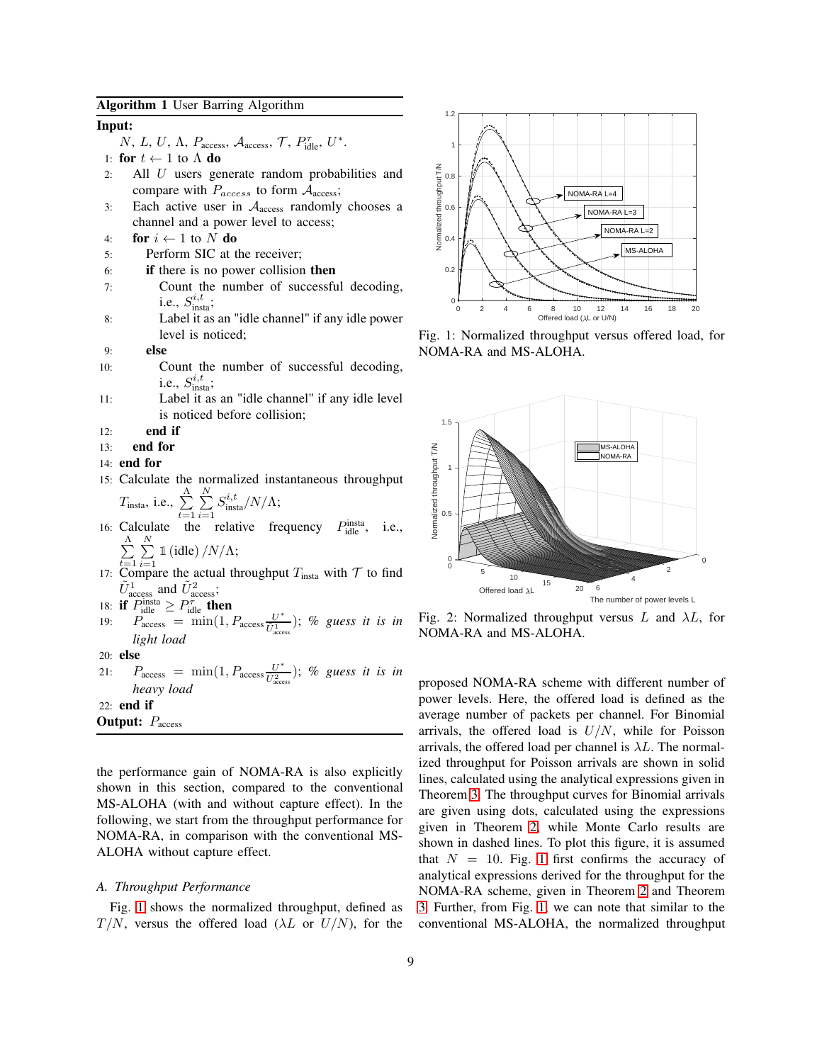**Algorithm 1** User Barring Algorithm

**Input:**
$N$, $L$, $U$, $\Lambda$, $P_{\text{access}}$, $\mathcal{A}_{\text{access}}$, $\mathcal{T}$, $P_{\text{idle}}^{\tau}$, $U^*$.

1: **for** $t \leftarrow 1$ to $\Lambda$ **do**
2: &nbsp;&nbsp;All $U$ users generate random probabilities and compare with $P_{access}$ to form $\mathcal{A}_{\text{access}}$;
3: &nbsp;&nbsp;Each active user in $\mathcal{A}_{\text{access}}$ randomly chooses a channel and a power level to access;
4: &nbsp;&nbsp;**for** $i \leftarrow 1$ to $N$ **do**
5: &nbsp;&nbsp;&nbsp;&nbsp;Perform SIC at the receiver;
6: &nbsp;&nbsp;&nbsp;&nbsp;**if** there is no power collision **then**
7: &nbsp;&nbsp;&nbsp;&nbsp;&nbsp;&nbsp;Count the number of successful decoding, i.e., $S_{\text{insta}}^{i,t}$;
8: &nbsp;&nbsp;&nbsp;&nbsp;&nbsp;&nbsp;Label it as an "idle channel" if any idle power level is noticed;
9: &nbsp;&nbsp;&nbsp;&nbsp;**else**
10: &nbsp;&nbsp;&nbsp;&nbsp;&nbsp;&nbsp;Count the number of successful decoding, i.e., $S_{\text{insta}}^{i,t}$;
11: &nbsp;&nbsp;&nbsp;&nbsp;&nbsp;&nbsp;Label it as an "idle channel" if any idle level is noticed before collision;
12: &nbsp;&nbsp;&nbsp;&nbsp;**end if**
13: &nbsp;&nbsp;**end for**
14: **end for**
15: Calculate the normalized instantaneous throughput $T_{\text{insta}}$, i.e., $\sum_{t=1}^{\Lambda}\sum_{i=1}^{N} S_{\text{insta}}^{i,t}/N/\Lambda$;
16: Calculate the relative frequency $P_{\text{idle}}^{\text{insta}}$, i.e., $\sum_{t=1}^{\Lambda}\sum_{i=1}^{N} \mathbb{1}\,(\text{idle})\,/N/\Lambda$;
17: Compare the actual throughput $T_{\text{insta}}$ with $\mathcal{T}$ to find $\tilde{U}_{\text{access}}^{1}$ and $\tilde{U}_{\text{access}}^{2}$;
18: **if** $P_{\text{idle}}^{\text{insta}} \geq P_{\text{idle}}^{\tau}$ **then**
19: &nbsp;&nbsp;$P_{\text{access}} = \min(1, P_{\text{access}}\frac{U^*}{\tilde{U}_{\text{access}}^{1}})$; *% guess it is in light load*
20: **else**
21: &nbsp;&nbsp;$P_{\text{access}} = \min(1, P_{\text{access}}\frac{U^*}{\tilde{U}_{\text{access}}^{2}})$; *% guess it is in heavy load*
22: **end if**

**Output:** $P_{\text{access}}$

the performance gain of NOMA-RA is also explicitly shown in this section, compared to the conventional MS-ALOHA (with and without capture effect). In the following, we start from the throughput performance for NOMA-RA, in comparison with the conventional MS-ALOHA without capture effect.

### *A. Throughput Performance*

Fig. 1 shows the normalized throughput, defined as $T/N$, versus the offered load ($\lambda L$ or $U/N$), for the proposed NOMA-RA scheme with different number of power levels. Here, the offered load is defined as the average number of packets per channel. For Binomial arrivals, the offered load is $U/N$, while for Poisson arrivals, the offered load per channel is $\lambda L$. The normalized throughput for Poisson arrivals are shown in solid lines, calculated using the analytical expressions given in Theorem 3. The throughput curves for Binomial arrivals are given using dots, calculated using the expressions given in Theorem 2, while Monte Carlo results are shown in dashed lines. To plot this figure, it is assumed that $N = 10$. Fig. 1 first confirms the accuracy of analytical expressions derived for the throughput for the NOMA-RA scheme, given in Theorem 2 and Theorem 3. Further, from Fig. 1, we can note that similar to the conventional MS-ALOHA, the normalized throughput

Fig. 1: Normalized throughput versus offered load, for NOMA-RA and MS-ALOHA.

Fig. 2: Normalized throughput versus $L$ and $\lambda L$, for NOMA-RA and MS-ALOHA.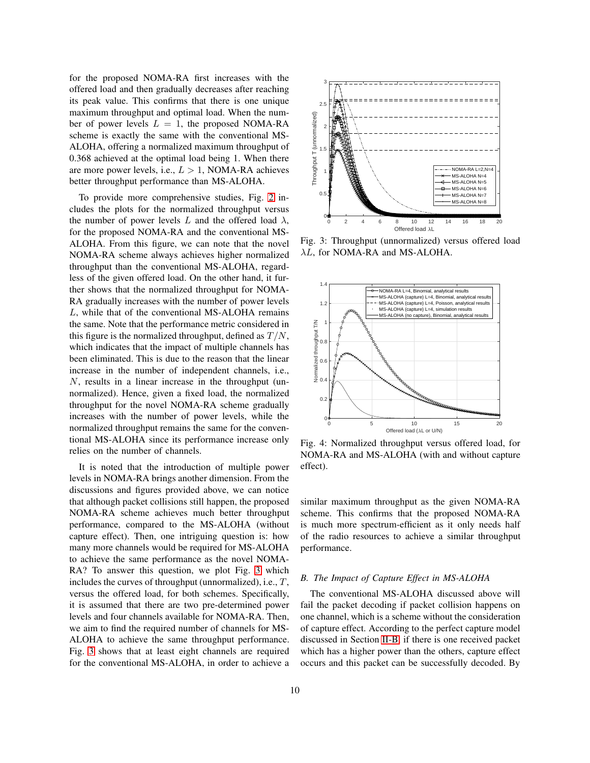for the proposed NOMA-RA first increases with the offered load and then gradually decreases after reaching its peak value. This confirms that there is one unique maximum throughput and optimal load. When the number of power levels $L = 1$, the proposed NOMA-RA scheme is exactly the same with the conventional MS-ALOHA, offering a normalized maximum throughput of 0.368 achieved at the optimal load being 1. When there are more power levels, i.e., $L > 1$, NOMA-RA achieves better throughput performance than MS-ALOHA.

To provide more comprehensive studies, Fig. 2 includes the plots for the normalized throughput versus the number of power levels $L$ and the offered load $\lambda$, for the proposed NOMA-RA and the conventional MS-ALOHA. From this figure, we can note that the novel NOMA-RA scheme always achieves higher normalized throughput than the conventional MS-ALOHA, regardless of the given offered load. On the other hand, it further shows that the normalized throughput for NOMA-RA gradually increases with the number of power levels $L$, while that of the conventional MS-ALOHA remains the same. Note that the performance metric considered in this figure is the normalized throughput, defined as $T/N$, which indicates that the impact of multiple channels has been eliminated. This is due to the reason that the linear increase in the number of independent channels, i.e., $N$, results in a linear increase in the throughput (unnormalized). Hence, given a fixed load, the normalized throughput for the novel NOMA-RA scheme gradually increases with the number of power levels, while the normalized throughput remains the same for the conventional MS-ALOHA since its performance increase only relies on the number of channels.

It is noted that the introduction of multiple power levels in NOMA-RA brings another dimension. From the discussions and figures provided above, we can notice that although packet collisions still happen, the proposed NOMA-RA scheme achieves much better throughput performance, compared to the MS-ALOHA (without capture effect). Then, one intriguing question is: how many more channels would be required for MS-ALOHA to achieve the same performance as the novel NOMA-RA? To answer this question, we plot Fig. 3 which includes the curves of throughput (unnormalized), i.e., $T$, versus the offered load, for both schemes. Specifically, it is assumed that there are two pre-determined power levels and four channels available for NOMA-RA. Then, we aim to find the required number of channels for MS-ALOHA to achieve the same throughput performance. Fig. 3 shows that at least eight channels are required for the conventional MS-ALOHA, in order to achieve a similar maximum throughput as the given NOMA-RA scheme. This confirms that the proposed NOMA-RA is much more spectrum-efficient as it only needs half of the radio resources to achieve a similar throughput performance.

Fig. 3: Throughput (unnormalized) versus offered load $\lambda L$, for NOMA-RA and MS-ALOHA.

Fig. 4: Normalized throughput versus offered load, for NOMA-RA and MS-ALOHA (with and without capture effect).

### B. The Impact of Capture Effect in MS-ALOHA

The conventional MS-ALOHA discussed above will fail the packet decoding if packet collision happens on one channel, which is a scheme without the consideration of capture effect. According to the perfect capture model discussed in Section II-B, if there is one received packet which has a higher power than the others, capture effect occurs and this packet can be successfully decoded. By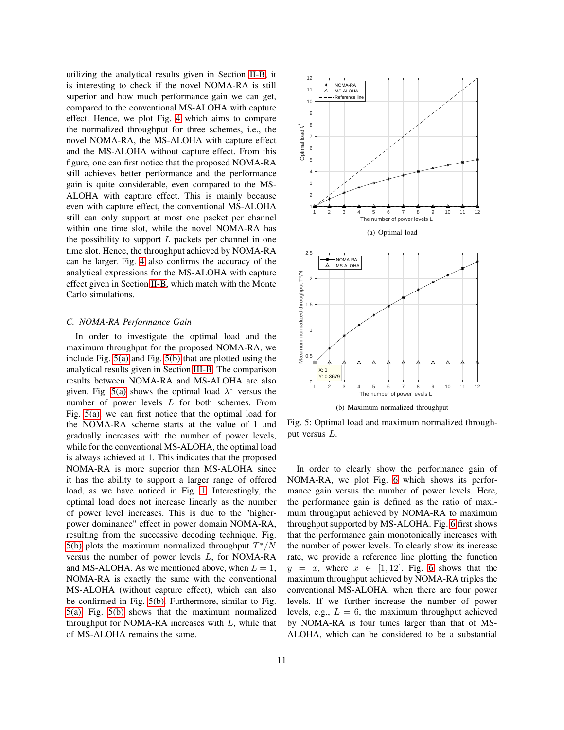utilizing the analytical results given in Section II-B, it is interesting to check if the novel NOMA-RA is still superior and how much performance gain we can get, compared to the conventional MS-ALOHA with capture effect. Hence, we plot Fig. 4 which aims to compare the normalized throughput for three schemes, i.e., the novel NOMA-RA, the MS-ALOHA with capture effect and the MS-ALOHA without capture effect. From this figure, one can first notice that the proposed NOMA-RA still achieves better performance and the performance gain is quite considerable, even compared to the MS-ALOHA with capture effect. This is mainly because even with capture effect, the conventional MS-ALOHA still can only support at most one packet per channel within one time slot, while the novel NOMA-RA has the possibility to support $L$ packets per channel in one time slot. Hence, the throughput achieved by NOMA-RA can be larger. Fig. 4 also confirms the accuracy of the analytical expressions for the MS-ALOHA with capture effect given in Section II-B, which match with the Monte Carlo simulations.

### C. NOMA-RA Performance Gain

In order to investigate the optimal load and the maximum throughput for the proposed NOMA-RA, we include Fig. 5(a) and Fig. 5(b) that are plotted using the analytical results given in Section III-B. The comparison results between NOMA-RA and MS-ALOHA are also given. Fig. 5(a) shows the optimal load $\lambda^*$ versus the number of power levels $L$ for both schemes. From Fig. 5(a), we can first notice that the optimal load for the NOMA-RA scheme starts at the value of 1 and gradually increases with the number of power levels, while for the conventional MS-ALOHA, the optimal load is always achieved at 1. This indicates that the proposed NOMA-RA is more superior than MS-ALOHA since it has the ability to support a larger range of offered load, as we have noticed in Fig. 1. Interestingly, the optimal load does not increase linearly as the number of power level increases. This is due to the "higher-power dominance" effect in power domain NOMA-RA, resulting from the successive decoding technique. Fig. 5(b) plots the maximum normalized throughput $T^*/N$ versus the number of power levels $L$, for NOMA-RA and MS-ALOHA. As we mentioned above, when $L = 1$, NOMA-RA is exactly the same with the conventional MS-ALOHA (without capture effect), which can also be confirmed in Fig. 5(b). Furthermore, similar to Fig. 5(a), Fig. 5(b) shows that the maximum normalized throughput for NOMA-RA increases with $L$, while that of MS-ALOHA remains the same.

(a) Optimal load

(b) Maximum normalized throughput

Fig. 5: Optimal load and maximum normalized throughput versus $L$.

In order to clearly show the performance gain of NOMA-RA, we plot Fig. 6 which shows its performance gain versus the number of power levels. Here, the performance gain is defined as the ratio of maximum throughput achieved by NOMA-RA to maximum throughput supported by MS-ALOHA. Fig. 6 first shows that the performance gain monotonically increases with the number of power levels. To clearly show its increase rate, we provide a reference line plotting the function $y = x$, where $x \in [1, 12]$. Fig. 6 shows that the maximum throughput achieved by NOMA-RA triples the conventional MS-ALOHA, when there are four power levels. If we further increase the number of power levels, e.g., $L = 6$, the maximum throughput achieved by NOMA-RA is four times larger than that of MS-ALOHA, which can be considered to be a substantial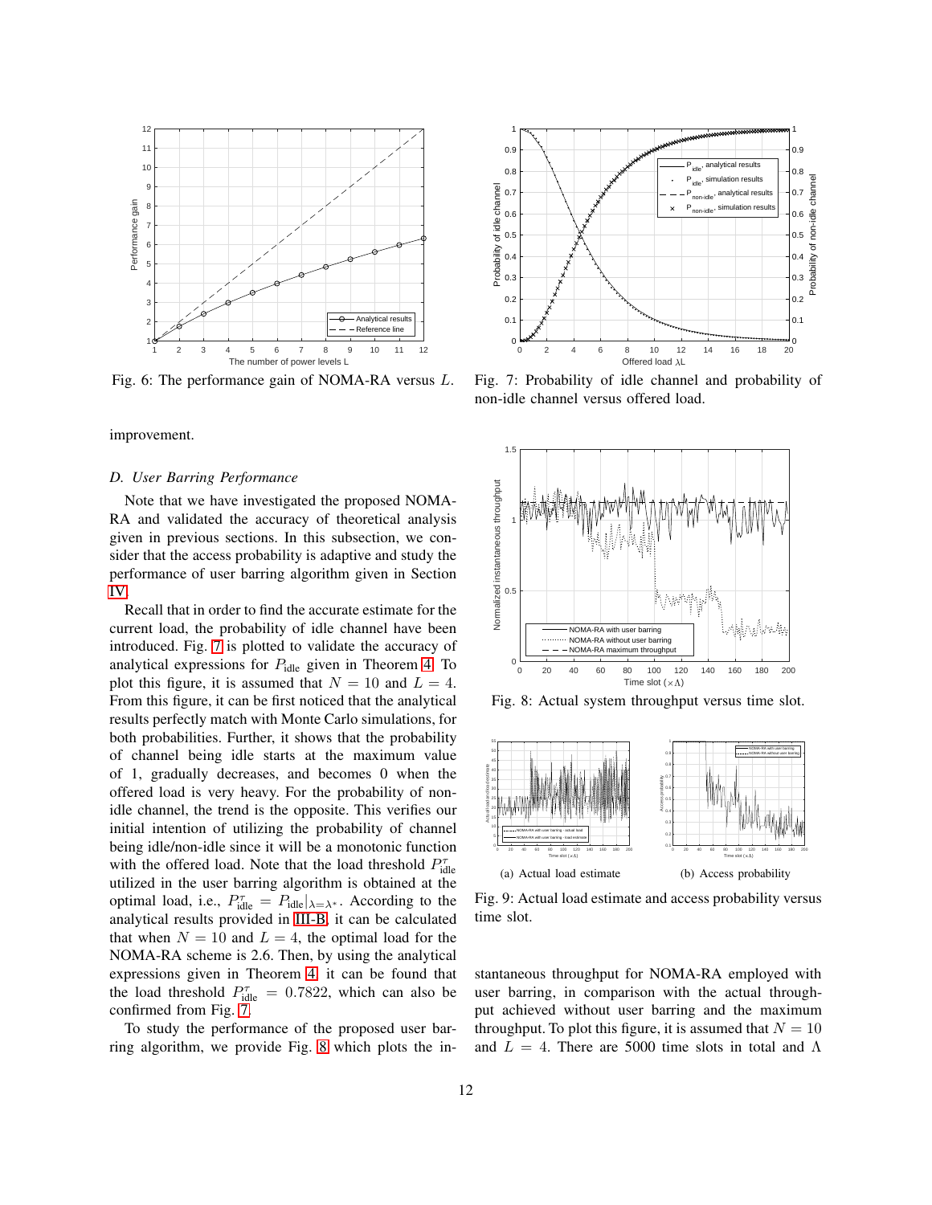Fig. 6: The performance gain of NOMA-RA versus $L$.

Fig. 7: Probability of idle channel and probability of non-idle channel versus offered load.

improvement.

### *D. User Barring Performance*

Note that we have investigated the proposed NOMA-RA and validated the accuracy of theoretical analysis given in previous sections. In this subsection, we consider that the access probability is adaptive and study the performance of user barring algorithm given in Section IV.

Recall that in order to find the accurate estimate for the current load, the probability of idle channel have been introduced. Fig. 7 is plotted to validate the accuracy of analytical expressions for $P_{\text{idle}}$ given in Theorem 4. To plot this figure, it is assumed that $N = 10$ and $L = 4$. From this figure, it can be first noticed that the analytical results perfectly match with Monte Carlo simulations, for both probabilities. Further, it shows that the probability of channel being idle starts at the maximum value of 1, gradually decreases, and becomes 0 when the offered load is very heavy. For the probability of non-idle channel, the trend is the opposite. This verifies our initial intention of utilizing the probability of channel being idle/non-idle since it will be a monotonic function with the offered load. Note that the load threshold $P_{\text{idle}}^{\tau}$ utilized in the user barring algorithm is obtained at the optimal load, i.e., $P_{\text{idle}}^{\tau} = P_{\text{idle}}|_{\lambda=\lambda^*}$. According to the analytical results provided in III-B, it can be calculated that when $N = 10$ and $L = 4$, the optimal load for the NOMA-RA scheme is 2.6. Then, by using the analytical expressions given in Theorem 4, it can be found that the load threshold $P_{\text{idle}}^{\tau} = 0.7822$, which can also be confirmed from Fig. 7.

To study the performance of the proposed user barring algorithm, we provide Fig. 8 which plots the instantaneous throughput for NOMA-RA employed with user barring, in comparison with the actual throughput achieved without user barring and the maximum throughput. To plot this figure, it is assumed that $N = 10$ and $L = 4$. There are 5000 time slots in total and $\Lambda$

Fig. 8: Actual system throughput versus time slot.

(a) Actual load estimate

(b) Access probability

Fig. 9: Actual load estimate and access probability versus time slot.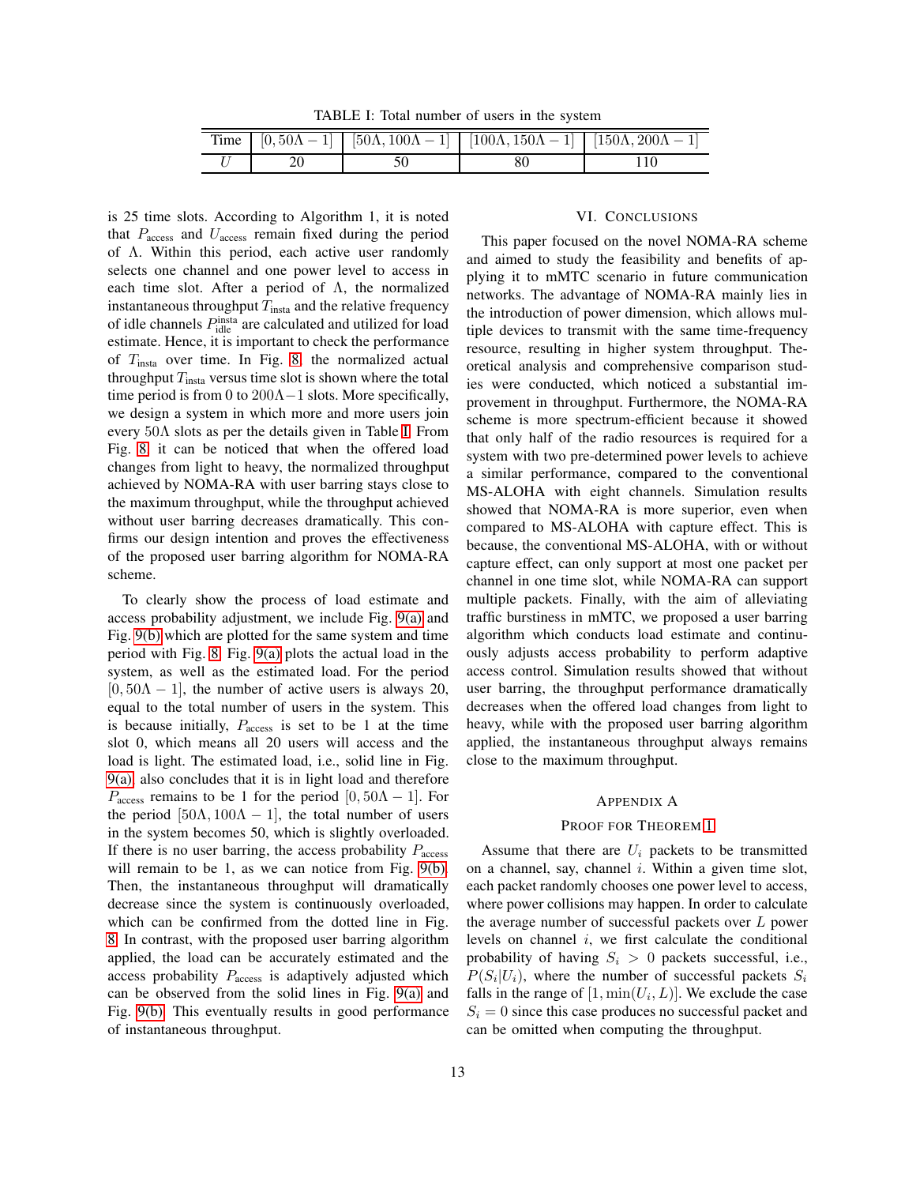TABLE I: Total number of users in the system

| Time | $[0, 50\Lambda-1]$ | $[50\Lambda, 100\Lambda-1]$ | $[100\Lambda, 150\Lambda-1]$ | $[150\Lambda, 200\Lambda-1]$ |
|---|---|---|---|---|
| $U$ | 20 | 50 | 80 | 110 |

is 25 time slots. According to Algorithm 1, it is noted that $P_{\text{access}}$ and $U_{\text{access}}$ remain fixed during the period of $\Lambda$. Within this period, each active user randomly selects one channel and one power level to access in each time slot. After a period of $\Lambda$, the normalized instantaneous throughput $T_{\text{insta}}$ and the relative frequency of idle channels $P_{\text{idle}}^{\text{insta}}$ are calculated and utilized for load estimate. Hence, it is important to check the performance of $T_{\text{insta}}$ over time. In Fig. 8, the normalized actual throughput $T_{\text{insta}}$ versus time slot is shown where the total time period is from 0 to $200\Lambda-1$ slots. More specifically, we design a system in which more and more users join every $50\Lambda$ slots as per the details given in Table I. From Fig. 8, it can be noticed that when the offered load changes from light to heavy, the normalized throughput achieved by NOMA-RA with user barring stays close to the maximum throughput, while the throughput achieved without user barring decreases dramatically. This confirms our design intention and proves the effectiveness of the proposed user barring algorithm for NOMA-RA scheme.

To clearly show the process of load estimate and access probability adjustment, we include Fig. 9(a) and Fig. 9(b) which are plotted for the same system and time period with Fig. 8. Fig. 9(a) plots the actual load in the system, as well as the estimated load. For the period $[0, 50\Lambda-1]$, the number of active users is always 20, equal to the total number of users in the system. This is because initially, $P_{\text{access}}$ is set to be 1 at the time slot 0, which means all 20 users will access and the load is light. The estimated load, i.e., solid line in Fig. 9(a) also concludes that it is in light load and therefore $P_{\text{access}}$ remains to be 1 for the period $[0, 50\Lambda-1]$. For the period $[50\Lambda, 100\Lambda-1]$, the total number of users in the system becomes 50, which is slightly overloaded. If there is no user barring, the access probability $P_{\text{access}}$ will remain to be 1, as we can notice from Fig. 9(b). Then, the instantaneous throughput will dramatically decrease since the system is continuously overloaded, which can be confirmed from the dotted line in Fig. 8. In contrast, with the proposed user barring algorithm applied, the load can be accurately estimated and the access probability $P_{\text{access}}$ is adaptively adjusted which can be observed from the solid lines in Fig. 9(a) and Fig. 9(b). This eventually results in good performance of instantaneous throughput.

## VI. Conclusions

This paper focused on the novel NOMA-RA scheme and aimed to study the feasibility and benefits of applying it to mMTC scenario in future communication networks. The advantage of NOMA-RA mainly lies in the introduction of power dimension, which allows multiple devices to transmit with the same time-frequency resource, resulting in higher system throughput. Theoretical analysis and comprehensive comparison studies were conducted, which noticed a substantial improvement in throughput. Furthermore, the NOMA-RA scheme is more spectrum-efficient because it showed that only half of the radio resources is required for a system with two pre-determined power levels to achieve a similar performance, compared to the conventional MS-ALOHA with eight channels. Simulation results showed that NOMA-RA is more superior, even when compared to MS-ALOHA with capture effect. This is because, the conventional MS-ALOHA, with or without capture effect, can only support at most one packet per channel in one time slot, while NOMA-RA can support multiple packets. Finally, with the aim of alleviating traffic burstiness in mMTC, we proposed a user barring algorithm which conducts load estimate and continuously adjusts access probability to perform adaptive access control. Simulation results showed that without user barring, the throughput performance dramatically decreases when the offered load changes from light to heavy, while with the proposed user barring algorithm applied, the instantaneous throughput always remains close to the maximum throughput.

## Appendix A

### Proof for Theorem 1

Assume that there are $U_i$ packets to be transmitted on a channel, say, channel $i$. Within a given time slot, each packet randomly chooses one power level to access, where power collisions may happen. In order to calculate the average number of successful packets over $L$ power levels on channel $i$, we first calculate the conditional probability of having $S_i > 0$ packets successful, i.e., $P(S_i|U_i)$, where the number of successful packets $S_i$ falls in the range of $[1, \min(U_i, L)]$. We exclude the case $S_i = 0$ since this case produces no successful packet and can be omitted when computing the throughput.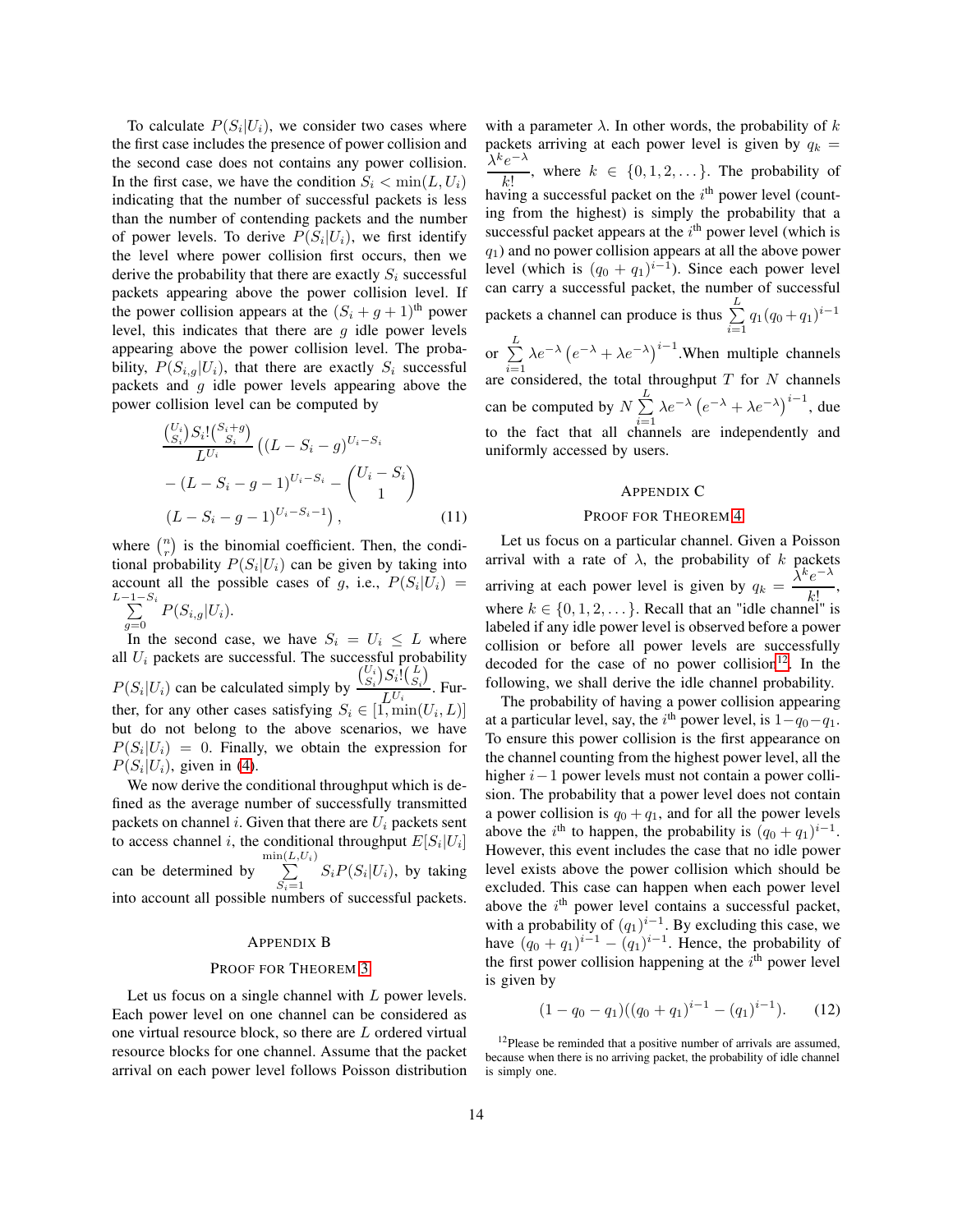To calculate $P(S_i|U_i)$, we consider two cases where the first case includes the presence of power collision and the second case does not contains any power collision. In the first case, we have the condition $S_i < \min(L, U_i)$ indicating that the number of successful packets is less than the number of contending packets and the number of power levels. To derive $P(S_i|U_i)$, we first identify the level where power collision first occurs, then we derive the probability that there are exactly $S_i$ successful packets appearing above the power collision level. If the power collision appears at the $(S_i + g + 1)^{\text{th}}$ power level, this indicates that there are $g$ idle power levels appearing above the power collision level. The probability, $P(S_{i,g}|U_i)$, that there are exactly $S_i$ successful packets and $g$ idle power levels appearing above the power collision level can be computed by

$$
\begin{aligned}
&\frac{\binom{U_i}{S_i} S_i! \binom{S_i+g}{S_i}}{L^{U_i}} \left( (L - S_i - g)^{U_i - S_i} \right. \\
&- (L - S_i - g - 1)^{U_i - S_i} - \binom{U_i - S_i}{1} \\
&\left. (L - S_i - g - 1)^{U_i - S_i - 1} \right), \qquad (11)
\end{aligned}
$$

where $\binom{n}{r}$ is the binomial coefficient. Then, the conditional probability $P(S_i|U_i)$ can be given by taking into account all the possible cases of $g$, i.e., $P(S_i|U_i) = \sum_{g=0}^{L-1-S_i} P(S_{i,g}|U_i)$.

In the second case, we have $S_i = U_i \leq L$ where all $U_i$ packets are successful. The successful probability $P(S_i|U_i)$ can be calculated simply by $\frac{\binom{U_i}{S_i} S_i! \binom{L}{S_i}}{L^{U_i}}$. Further, for any other cases satisfying $S_i \in [1, \min(U_i, L)]$ but do not belong to the above scenarios, we have $P(S_i|U_i) = 0$. Finally, we obtain the expression for $P(S_i|U_i)$, given in (4).

We now derive the conditional throughput which is defined as the average number of successfully transmitted packets on channel $i$. Given that there are $U_i$ packets sent to access channel $i$, the conditional throughput $E[S_i|U_i]$ can be determined by $\sum_{S_i=1}^{\min(L,U_i)} S_i P(S_i|U_i)$, by taking into account all possible numbers of successful packets.

## Appendix B

### Proof for Theorem 3

Let us focus on a single channel with $L$ power levels. Each power level on one channel can be considered as one virtual resource block, so there are $L$ ordered virtual resource blocks for one channel. Assume that the packet arrival on each power level follows Poisson distribution with a parameter $\lambda$. In other words, the probability of $k$ packets arriving at each power level is given by $q_k = \frac{\lambda^k e^{-\lambda}}{k!}$, where $k \in \{0, 1, 2, \ldots\}$. The probability of having a successful packet on the $i^{\text{th}}$ power level (counting from the highest) is simply the probability that a successful packet appears at the $i^{\text{th}}$ power level (which is $q_1$) and no power collision appears at all the above power level (which is $(q_0 + q_1)^{i-1}$). Since each power level can carry a successful packet, the number of successful packets a channel can produce is thus $\sum_{i=1}^{L} q_1 (q_0 + q_1)^{i-1}$ or $\sum_{i=1}^{L} \lambda e^{-\lambda} \left(e^{-\lambda} + \lambda e^{-\lambda}\right)^{i-1}$. When multiple channels are considered, the total throughput $T$ for $N$ channels can be computed by $N \sum_{i=1}^{L} \lambda e^{-\lambda} \left(e^{-\lambda} + \lambda e^{-\lambda}\right)^{i-1}$, due to the fact that all channels are independently and uniformly accessed by users.

## Appendix C

### Proof for Theorem 4

Let us focus on a particular channel. Given a Poisson arrival with a rate of $\lambda$, the probability of $k$ packets arriving at each power level is given by $q_k = \frac{\lambda^k e^{-\lambda}}{k!}$, where $k \in \{0, 1, 2, \ldots\}$. Recall that an "idle channel" is labeled if any idle power level is observed before a power collision or before all power levels are successfully decoded for the case of no power collision[12]. In the following, we shall derive the idle channel probability.

The probability of having a power collision appearing at a particular level, say, the $i^{\text{th}}$ power level, is $1 - q_0 - q_1$. To ensure this power collision is the first appearance on the channel counting from the highest power level, all the higher $i - 1$ power levels must not contain a power collision. The probability that a power level does not contain a power collision is $q_0 + q_1$, and for all the power levels above the $i^{\text{th}}$ to happen, the probability is $(q_0 + q_1)^{i-1}$. However, this event includes the case that no idle power level exists above the power collision which should be excluded. This case can happen when each power level above the $i^{\text{th}}$ power level contains a successful packet, with a probability of $(q_1)^{i-1}$. By excluding this case, we have $(q_0 + q_1)^{i-1} - (q_1)^{i-1}$. Hence, the probability of the first power collision happening at the $i^{\text{th}}$ power level is given by

$$
(1 - q_0 - q_1)((q_0 + q_1)^{i-1} - (q_1)^{i-1}). \qquad (12)
$$

[12] Please be reminded that a positive number of arrivals are assumed, because when there is no arriving packet, the probability of idle channel is simply one.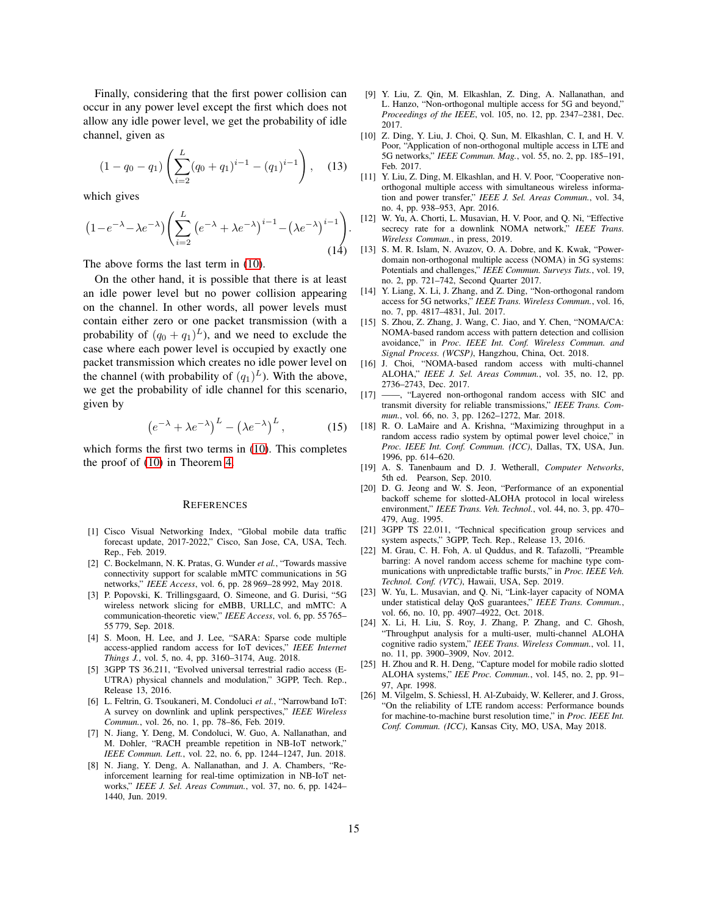Finally, considering that the first power collision can occur in any power level except the first which does not allow any idle power level, we get the probability of idle channel, given as

$$\left(1-q_0-q_1\right)\left(\sum_{i=2}^{L}(q_0+q_1)^{i-1}-(q_1)^{i-1}\right), \quad (13)$$

which gives

$$\left(1-e^{-\lambda}-\lambda e^{-\lambda}\right)\left(\sum_{i=2}^{L}\left(e^{-\lambda}+\lambda e^{-\lambda}\right)^{i-1}-\left(\lambda e^{-\lambda}\right)^{i-1}\right). \quad (14)$$

The above forms the last term in (10).

On the other hand, it is possible that there is at least an idle power level but no power collision appearing on the channel. In other words, all power levels must contain either zero or one packet transmission (with a probability of $(q_0+q_1)^L$), and we need to exclude the case where each power level is occupied by exactly one packet transmission which creates no idle power level on the channel (with probability of $(q_1)^L$). With the above, we get the probability of idle channel for this scenario, given by

$$\left(e^{-\lambda}+\lambda e^{-\lambda}\right)^{L}-\left(\lambda e^{-\lambda}\right)^{L}, \quad (15)$$

which forms the first two terms in (10). This completes the proof of (10) in Theorem 4.

## References

[1] Cisco Visual Networking Index, "Global mobile data traffic forecast update, 2017-2022," Cisco, San Jose, CA, USA, Tech. Rep., Feb. 2019.

[2] C. Bockelmann, N. K. Pratas, G. Wunder *et al.*, "Towards massive connectivity support for scalable mMTC communications in 5G networks," *IEEE Access*, vol. 6, pp. 28 969–28 992, May 2018.

[3] P. Popovski, K. Trillingsgaard, O. Simeone, and G. Durisi, "5G wireless network slicing for eMBB, URLLC, and mMTC: A communication-theoretic view," *IEEE Access*, vol. 6, pp. 55 765–55 779, Sep. 2018.

[4] S. Moon, H. Lee, and J. Lee, "SARA: Sparse code multiple access-applied random access for IoT devices," *IEEE Internet Things J.*, vol. 5, no. 4, pp. 3160–3174, Aug. 2018.

[5] 3GPP TS 36.211, "Evolved universal terrestrial radio access (E-UTRA) physical channels and modulation," 3GPP, Tech. Rep., Release 13, 2016.

[6] L. Feltrin, G. Tsoukaneri, M. Condoluci *et al.*, "Narrowband IoT: A survey on downlink and uplink perspectives," *IEEE Wireless Commun.*, vol. 26, no. 1, pp. 78–86, Feb. 2019.

[7] N. Jiang, Y. Deng, M. Condoluci, W. Guo, A. Nallanathan, and M. Dohler, "RACH preamble repetition in NB-IoT network," *IEEE Commun. Lett.*, vol. 22, no. 6, pp. 1244–1247, Jun. 2018.

[8] N. Jiang, Y. Deng, A. Nallanathan, and J. A. Chambers, "Reinforcement learning for real-time optimization in NB-IoT networks," *IEEE J. Sel. Areas Commun.*, vol. 37, no. 6, pp. 1424–1440, Jun. 2019.

[9] Y. Liu, Z. Qin, M. Elkashlan, Z. Ding, A. Nallanathan, and L. Hanzo, "Non-orthogonal multiple access for 5G and beyond," *Proceedings of the IEEE*, vol. 105, no. 12, pp. 2347–2381, Dec. 2017.

[10] Z. Ding, Y. Liu, J. Choi, Q. Sun, M. Elkashlan, C. I, and H. V. Poor, "Application of non-orthogonal multiple access in LTE and 5G networks," *IEEE Commun. Mag.*, vol. 55, no. 2, pp. 185–191, Feb. 2017.

[11] Y. Liu, Z. Ding, M. Elkashlan, and H. V. Poor, "Cooperative non-orthogonal multiple access with simultaneous wireless information and power transfer," *IEEE J. Sel. Areas Commun.*, vol. 34, no. 4, pp. 938–953, Apr. 2016.

[12] W. Yu, A. Chorti, L. Musavian, H. V. Poor, and Q. Ni, "Effective secrecy rate for a downlink NOMA network," *IEEE Trans. Wireless Commun.*, in press, 2019.

[13] S. M. R. Islam, N. Avazov, O. A. Dobre, and K. Kwak, "Power-domain non-orthogonal multiple access (NOMA) in 5G systems: Potentials and challenges," *IEEE Commun. Surveys Tuts.*, vol. 19, no. 2, pp. 721–742, Second Quarter 2017.

[14] Y. Liang, X. Li, J. Zhang, and Z. Ding, "Non-orthogonal random access for 5G networks," *IEEE Trans. Wireless Commun.*, vol. 16, no. 7, pp. 4817–4831, Jul. 2017.

[15] S. Zhou, Z. Zhang, J. Wang, C. Jiao, and Y. Chen, "NOMA/CA: NOMA-based random access with pattern detection and collision avoidance," in *Proc. IEEE Int. Conf. Wireless Commun. and Signal Process. (WCSP)*, Hangzhou, China, Oct. 2018.

[16] J. Choi, "NOMA-based random access with multi-channel ALOHA," *IEEE J. Sel. Areas Commun.*, vol. 35, no. 12, pp. 2736–2743, Dec. 2017.

[17] ——, "Layered non-orthogonal random access with SIC and transmit diversity for reliable transmissions," *IEEE Trans. Commun.*, vol. 66, no. 3, pp. 1262–1272, Mar. 2018.

[18] R. O. LaMaire and A. Krishna, "Maximizing throughput in a random access radio system by optimal power level choice," in *Proc. IEEE Int. Conf. Commun. (ICC)*, Dallas, TX, USA, Jun. 1996, pp. 614–620.

[19] A. S. Tanenbaum and D. J. Wetherall, *Computer Networks*, 5th ed. Pearson, Sep. 2010.

[20] D. G. Jeong and W. S. Jeon, "Performance of an exponential backoff scheme for slotted-ALOHA protocol in local wireless environment," *IEEE Trans. Veh. Technol.*, vol. 44, no. 3, pp. 470–479, Aug. 1995.

[21] 3GPP TS 22.011, "Technical specification group services and system aspects," 3GPP, Tech. Rep., Release 13, 2016.

[22] M. Grau, C. H. Foh, A. ul Quddus, and R. Tafazolli, "Preamble barring: A novel random access scheme for machine type communications with unpredictable traffic bursts," in *Proc. IEEE Veh. Technol. Conf. (VTC)*, Hawaii, USA, Sep. 2019.

[23] W. Yu, L. Musavian, and Q. Ni, "Link-layer capacity of NOMA under statistical delay QoS guarantees," *IEEE Trans. Commun.*, vol. 66, no. 10, pp. 4907–4922, Oct. 2018.

[24] X. Li, H. Liu, S. Roy, J. Zhang, P. Zhang, and C. Ghosh, "Throughput analysis for a multi-user, multi-channel ALOHA cognitive radio system," *IEEE Trans. Wireless Commun.*, vol. 11, no. 11, pp. 3900–3909, Nov. 2012.

[25] H. Zhou and R. H. Deng, "Capture model for mobile radio slotted ALOHA systems," *IEE Proc. Commun.*, vol. 145, no. 2, pp. 91–97, Apr. 1998.

[26] M. Vilgelm, S. Schiessl, H. Al-Zubaidy, W. Kellerer, and J. Gross, "On the reliability of LTE random access: Performance bounds for machine-to-machine burst resolution time," in *Proc. IEEE Int. Conf. Commun. (ICC)*, Kansas City, MO, USA, May 2018.